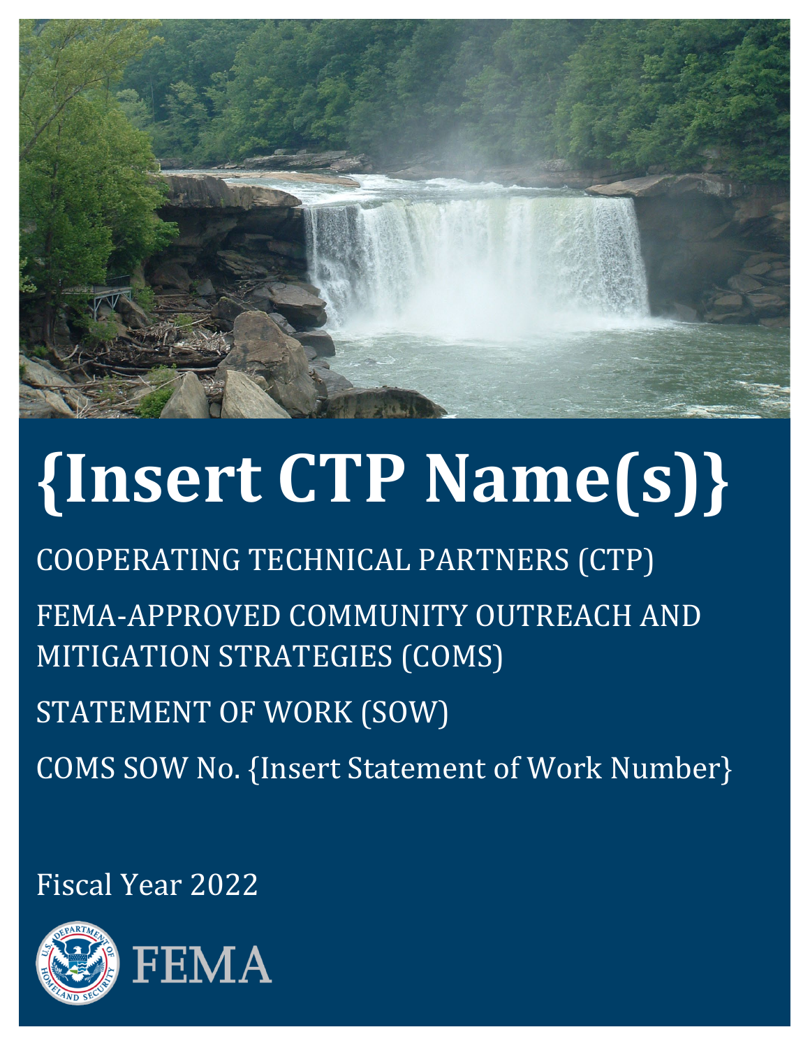# {Insert CTP Name(s)}

COOPERATING TECHNICAL PARTNERS (CTP)

FEMA-APPROVED COMMUNITY OUTREACH AND MITIGATION STRATEGIES (COMS)

STATEMENT OF WORK (SOW)

COMS SOW No. {Insert Statement of Work Number}

Fiscal Year 2022

FEMA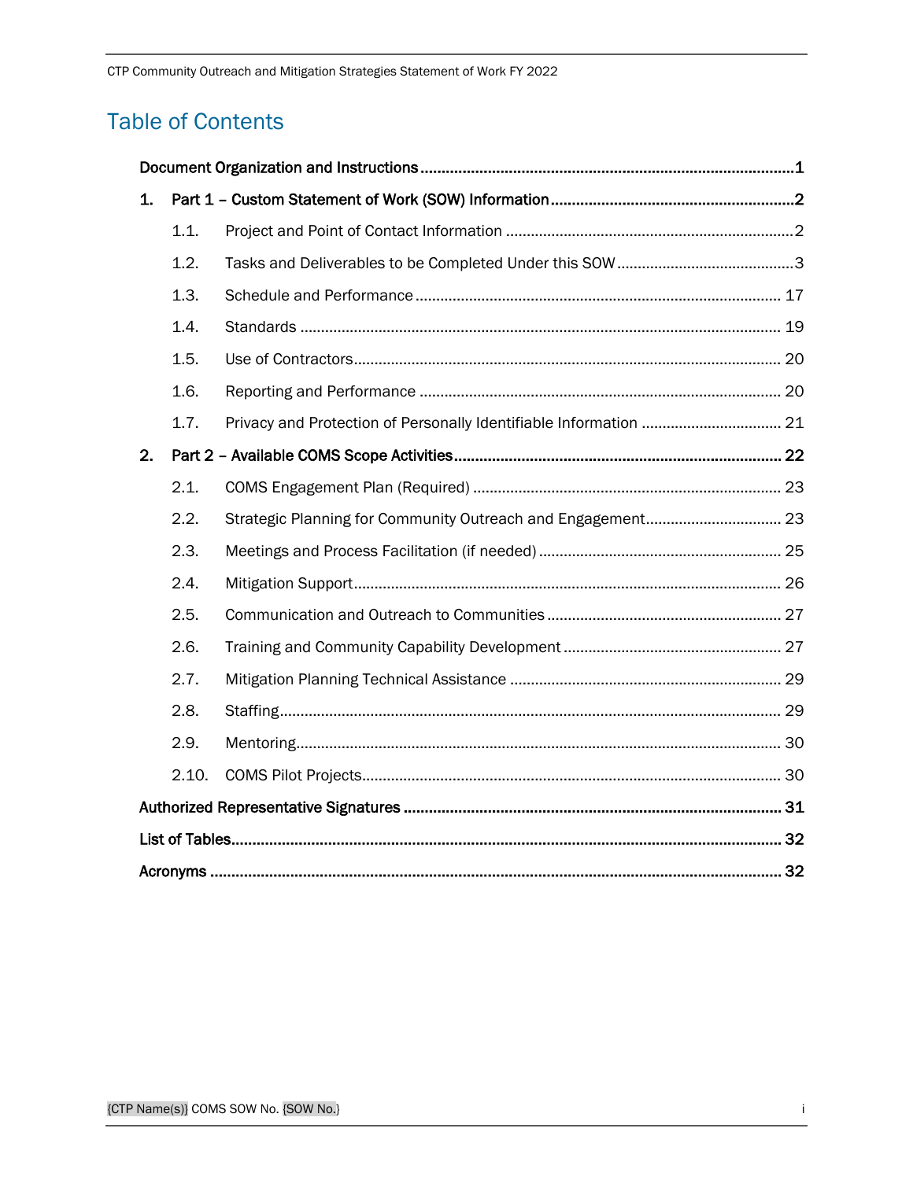# Table of Contents

- **Document Organization and Instructions** ..... **1**
- **1. Part 1 – Custom Statement of Work (SOW) Information** ..... **2**
  - 1.1. Project and Point of Contact Information ..... 2
  - 1.2. Tasks and Deliverables to be Completed Under this SOW ..... 3
  - 1.3. Schedule and Performance ..... 17
  - 1.4. Standards ..... 19
  - 1.5. Use of Contractors ..... 20
  - 1.6. Reporting and Performance ..... 20
  - 1.7. Privacy and Protection of Personally Identifiable Information ..... 21
- **2. Part 2 – Available COMS Scope Activities** ..... **22**
  - 2.1. COMS Engagement Plan (Required) ..... 23
  - 2.2. Strategic Planning for Community Outreach and Engagement ..... 23
  - 2.3. Meetings and Process Facilitation (if needed) ..... 25
  - 2.4. Mitigation Support ..... 26
  - 2.5. Communication and Outreach to Communities ..... 27
  - 2.6. Training and Community Capability Development ..... 27
  - 2.7. Mitigation Planning Technical Assistance ..... 29
  - 2.8. Staffing ..... 29
  - 2.9. Mentoring ..... 30
  - 2.10. COMS Pilot Projects ..... 30
- **Authorized Representative Signatures** ..... **31**
- **List of Tables** ..... **32**
- **Acronyms** ..... **32**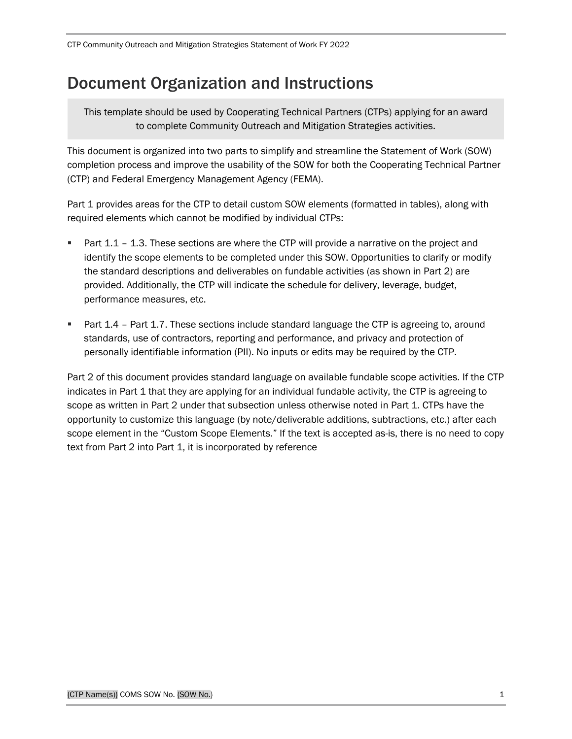# Document Organization and Instructions

> This template should be used by Cooperating Technical Partners (CTPs) applying for an award to complete Community Outreach and Mitigation Strategies activities.

This document is organized into two parts to simplify and streamline the Statement of Work (SOW) completion process and improve the usability of the SOW for both the Cooperating Technical Partner (CTP) and Federal Emergency Management Agency (FEMA).

Part 1 provides areas for the CTP to detail custom SOW elements (formatted in tables), along with required elements which cannot be modified by individual CTPs:

- Part 1.1 – 1.3. These sections are where the CTP will provide a narrative on the project and identify the scope elements to be completed under this SOW. Opportunities to clarify or modify the standard descriptions and deliverables on fundable activities (as shown in Part 2) are provided. Additionally, the CTP will indicate the schedule for delivery, leverage, budget, performance measures, etc.
- Part 1.4 – Part 1.7. These sections include standard language the CTP is agreeing to, around standards, use of contractors, reporting and performance, and privacy and protection of personally identifiable information (PII). No inputs or edits may be required by the CTP.

Part 2 of this document provides standard language on available fundable scope activities. If the CTP indicates in Part 1 that they are applying for an individual fundable activity, the CTP is agreeing to scope as written in Part 2 under that subsection unless otherwise noted in Part 1. CTPs have the opportunity to customize this language (by note/deliverable additions, subtractions, etc.) after each scope element in the "Custom Scope Elements." If the text is accepted as-is, there is no need to copy text from Part 2 into Part 1, it is incorporated by reference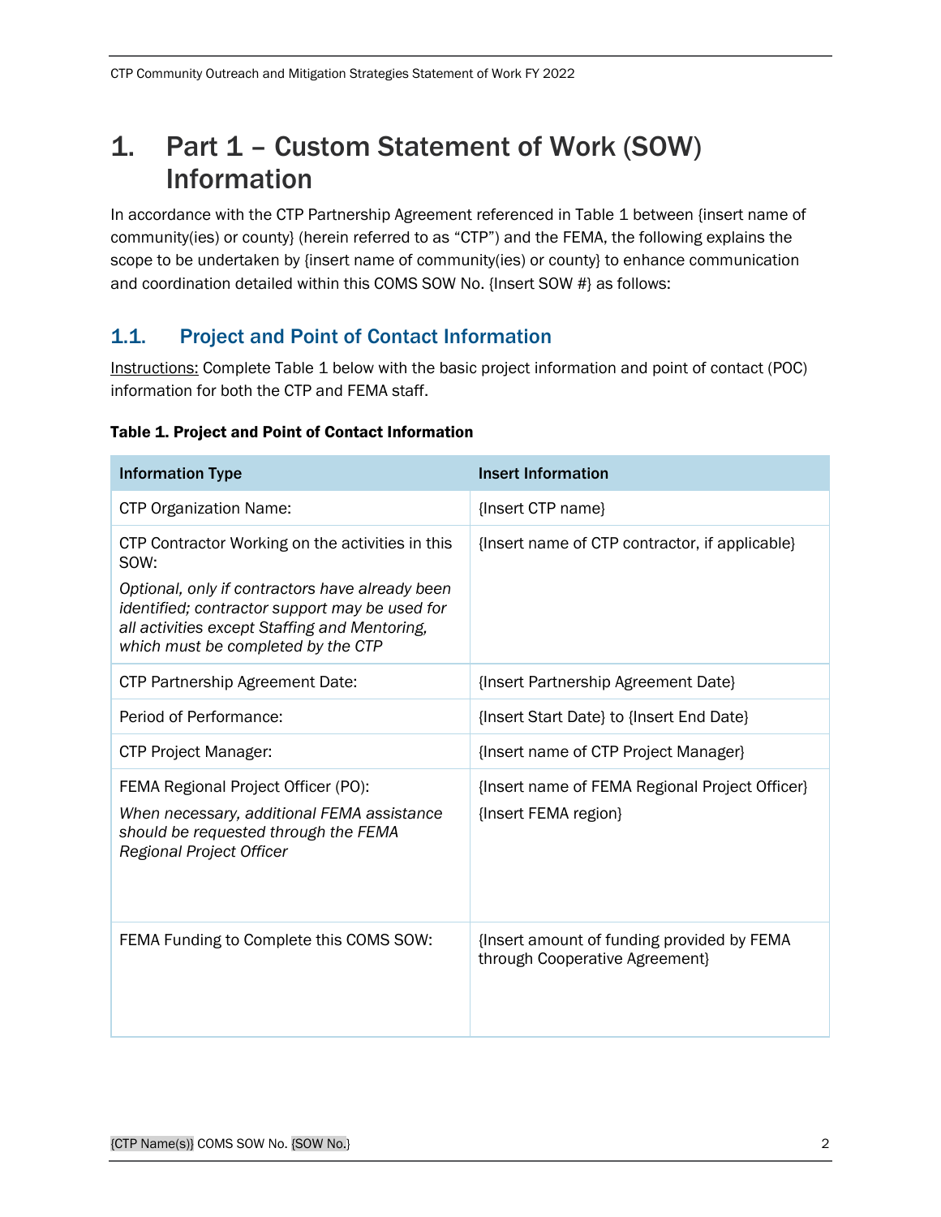# 1. Part 1 – Custom Statement of Work (SOW) Information

In accordance with the CTP Partnership Agreement referenced in Table 1 between {insert name of community(ies) or county} (herein referred to as "CTP") and the FEMA, the following explains the scope to be undertaken by {insert name of community(ies) or county} to enhance communication and coordination detailed within this COMS SOW No. {Insert SOW #} as follows:

## 1.1. Project and Point of Contact Information

Instructions: Complete Table 1 below with the basic project information and point of contact (POC) information for both the CTP and FEMA staff.

**Table 1. Project and Point of Contact Information**

| Information Type | Insert Information |
|---|---|
| CTP Organization Name: | {Insert CTP name} |
| CTP Contractor Working on the activities in this SOW: *Optional, only if contractors have already been identified; contractor support may be used for all activities except Staffing and Mentoring, which must be completed by the CTP* | {Insert name of CTP contractor, if applicable} |
| CTP Partnership Agreement Date: | {Insert Partnership Agreement Date} |
| Period of Performance: | {Insert Start Date} to {Insert End Date} |
| CTP Project Manager: | {Insert name of CTP Project Manager} |
| FEMA Regional Project Officer (PO): *When necessary, additional FEMA assistance should be requested through the FEMA Regional Project Officer* | {Insert name of FEMA Regional Project Officer} {Insert FEMA region} |
| FEMA Funding to Complete this COMS SOW: | {Insert amount of funding provided by FEMA through Cooperative Agreement} |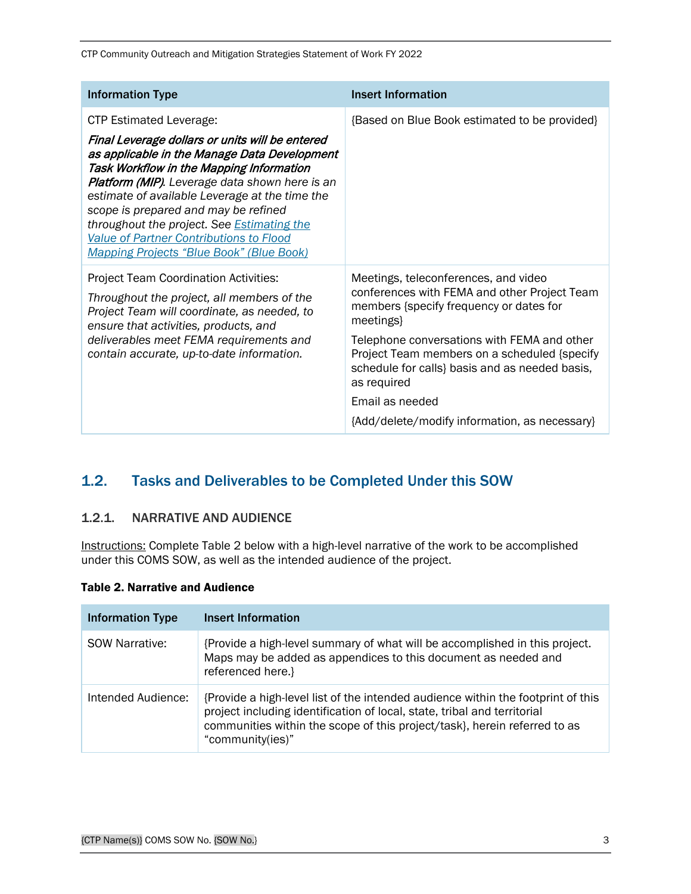| Information Type | Insert Information |
| --- | --- |
| CTP Estimated Leverage: ***Final Leverage dollars or units will be entered as applicable in the Manage Data Development Task Workflow in the Mapping Information Platform (MIP)****. Leverage data shown here is an estimate of available Leverage at the time the scope is prepared and may be refined throughout the project. See [Estimating the Value of Partner Contributions to Flood Mapping Projects “Blue Book” (Blue Book)]()* | {Based on Blue Book estimated to be provided} |
| Project Team Coordination Activities: *Throughout the project, all members of the Project Team will coordinate, as needed, to ensure that activities, products, and deliverables meet FEMA requirements and contain accurate, up-to-date information.* | Meetings, teleconferences, and video conferences with FEMA and other Project Team members {specify frequency or dates for meetings}<br><br>Telephone conversations with FEMA and other Project Team members on a scheduled {specify schedule for calls} basis and as needed basis, as required<br><br>Email as needed<br><br>{Add/delete/modify information, as necessary} |

## 1.2. Tasks and Deliverables to be Completed Under this SOW

### 1.2.1. NARRATIVE AND AUDIENCE

Instructions: Complete Table 2 below with a high-level narrative of the work to be accomplished under this COMS SOW, as well as the intended audience of the project.

**Table 2. Narrative and Audience**

| Information Type | Insert Information |
| --- | --- |
| SOW Narrative: | {Provide a high-level summary of what will be accomplished in this project. Maps may be added as appendices to this document as needed and referenced here.} |
| Intended Audience: | {Provide a high-level list of the intended audience within the footprint of this project including identification of local, state, tribal and territorial communities within the scope of this project/task}, herein referred to as “community(ies)” |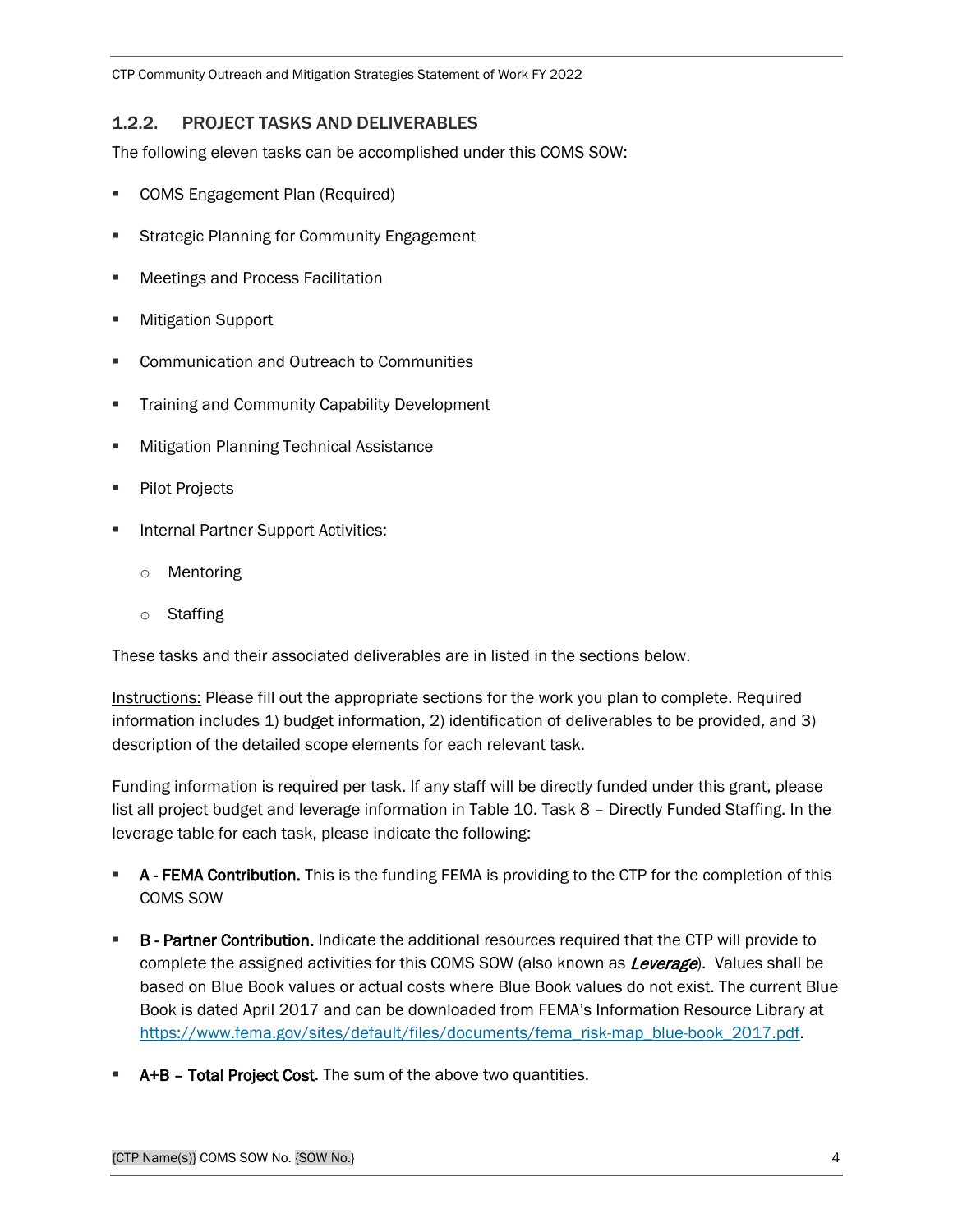### 1.2.2. PROJECT TASKS AND DELIVERABLES

The following eleven tasks can be accomplished under this COMS SOW:

- COMS Engagement Plan (Required)
- Strategic Planning for Community Engagement
- Meetings and Process Facilitation
- Mitigation Support
- Communication and Outreach to Communities
- Training and Community Capability Development
- Mitigation Planning Technical Assistance
- Pilot Projects
- Internal Partner Support Activities:
  - Mentoring
  - Staffing

These tasks and their associated deliverables are in listed in the sections below.

<u>Instructions:</u> Please fill out the appropriate sections for the work you plan to complete. Required information includes 1) budget information, 2) identification of deliverables to be provided, and 3) description of the detailed scope elements for each relevant task.

Funding information is required per task. If any staff will be directly funded under this grant, please list all project budget and leverage information in Table 10. Task 8 – Directly Funded Staffing. In the leverage table for each task, please indicate the following:

- **A - FEMA Contribution.** This is the funding FEMA is providing to the CTP for the completion of this COMS SOW
- **B - Partner Contribution.** Indicate the additional resources required that the CTP will provide to complete the assigned activities for this COMS SOW (also known as ***Leverage***). Values shall be based on Blue Book values or actual costs where Blue Book values do not exist. The current Blue Book is dated April 2017 and can be downloaded from FEMA's Information Resource Library at https://www.fema.gov/sites/default/files/documents/fema_risk-map_blue-book_2017.pdf.
- **A+B – Total Project Cost**. The sum of the above two quantities.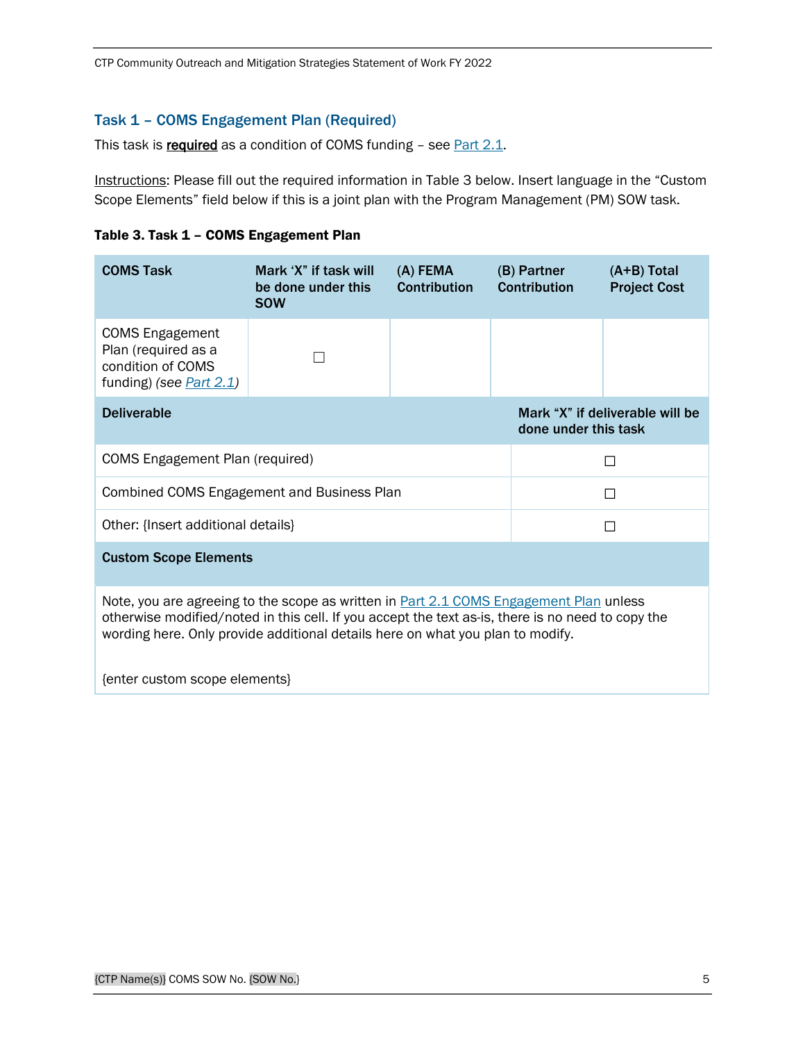### Task 1 – COMS Engagement Plan (Required)

This task is **required** as a condition of COMS funding – see Part 2.1.

Instructions: Please fill out the required information in Table 3 below. Insert language in the "Custom Scope Elements" field below if this is a joint plan with the Program Management (PM) SOW task.

**Table 3. Task 1 – COMS Engagement Plan**

| COMS Task | Mark 'X" if task will be done under this SOW | (A) FEMA Contribution | (B) Partner Contribution | (A+B) Total Project Cost |
|---|---|---|---|---|
| COMS Engagement Plan (required as a condition of COMS funding) *(see Part 2.1)* | ☐ | | | |
| **Deliverable** | | | **Mark "X" if deliverable will be done under this task** | |
| COMS Engagement Plan (required) | | | ☐ | |
| Combined COMS Engagement and Business Plan | | | ☐ | |
| Other: {Insert additional details} | | | ☐ | |
| **Custom Scope Elements** | | | | |
| Note, you are agreeing to the scope as written in Part 2.1 COMS Engagement Plan unless otherwise modified/noted in this cell. If you accept the text as-is, there is no need to copy the wording here. Only provide additional details here on what you plan to modify.<br><br>{enter custom scope elements} | | | | |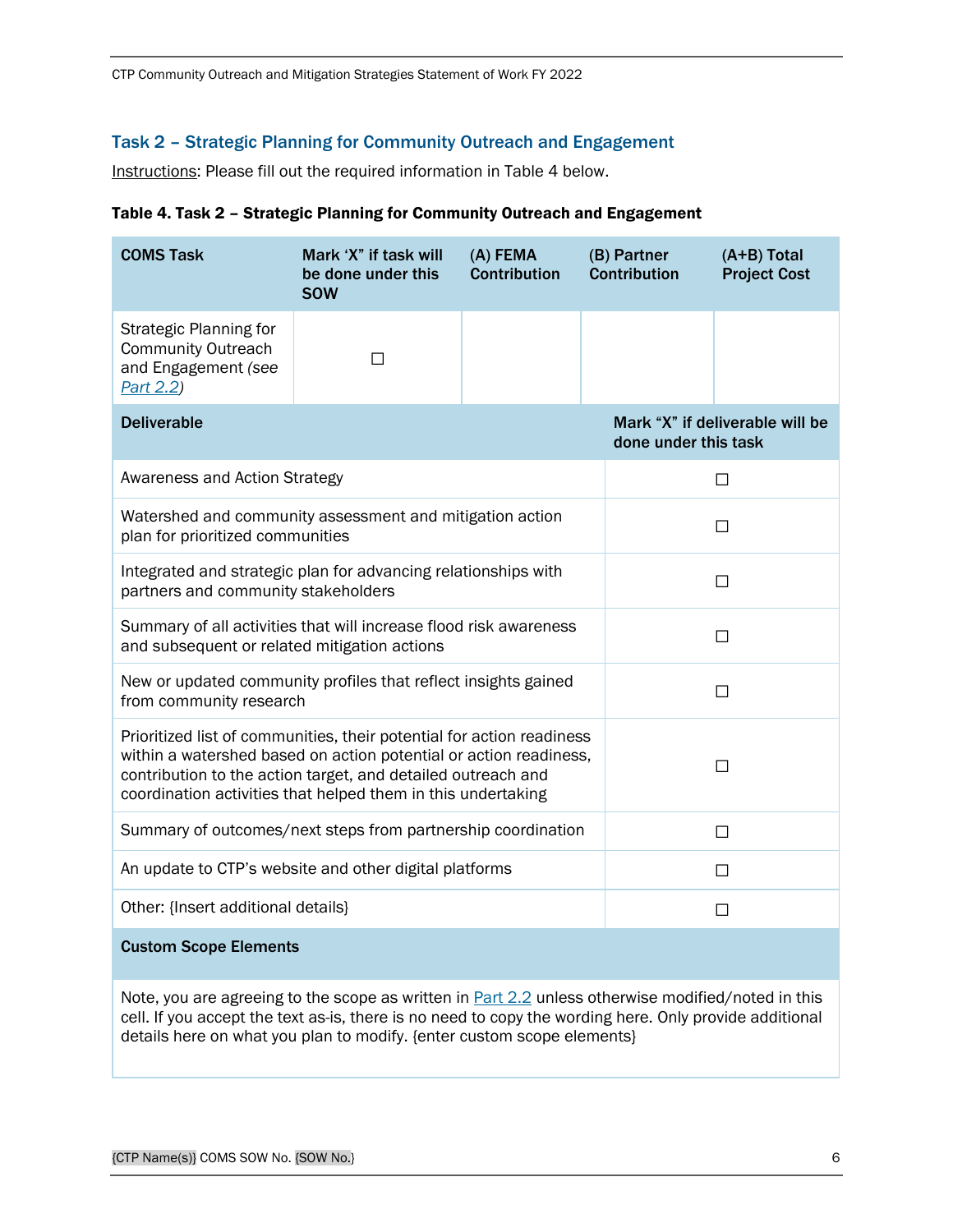## Task 2 – Strategic Planning for Community Outreach and Engagement

Instructions: Please fill out the required information in Table 4 below.

**Table 4. Task 2 – Strategic Planning for Community Outreach and Engagement**

| COMS Task | Mark 'X' if task will be done under this SOW | (A) FEMA Contribution | (B) Partner Contribution | (A+B) Total Project Cost |
|---|---|---|---|---|
| Strategic Planning for Community Outreach and Engagement *(see Part 2.2)* | ☐ | | | |

| Deliverable | Mark "X" if deliverable will be done under this task |
|---|---|
| Awareness and Action Strategy | ☐ |
| Watershed and community assessment and mitigation action plan for prioritized communities | ☐ |
| Integrated and strategic plan for advancing relationships with partners and community stakeholders | ☐ |
| Summary of all activities that will increase flood risk awareness and subsequent or related mitigation actions | ☐ |
| New or updated community profiles that reflect insights gained from community research | ☐ |
| Prioritized list of communities, their potential for action readiness within a watershed based on action potential or action readiness, contribution to the action target, and detailed outreach and coordination activities that helped them in this undertaking | ☐ |
| Summary of outcomes/next steps from partnership coordination | ☐ |
| An update to CTP's website and other digital platforms | ☐ |
| Other: {Insert additional details} | ☐ |

| Custom Scope Elements |
|---|
| Note, you are agreeing to the scope as written in Part 2.2 unless otherwise modified/noted in this cell. If you accept the text as-is, there is no need to copy the wording here. Only provide additional details here on what you plan to modify. {enter custom scope elements} |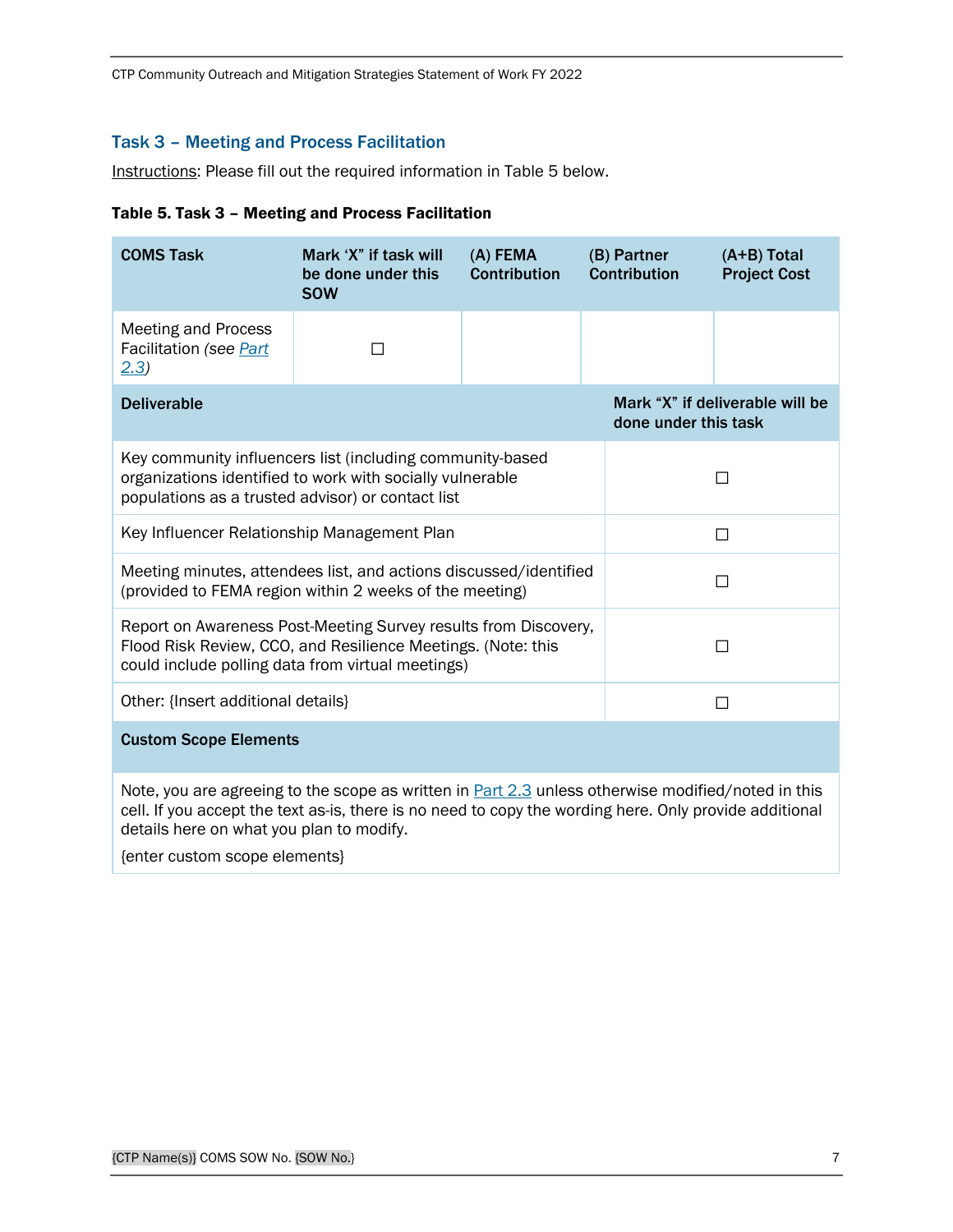## Task 3 – Meeting and Process Facilitation

Instructions: Please fill out the required information in Table 5 below.

**Table 5. Task 3 – Meeting and Process Facilitation**

| COMS Task | Mark 'X" if task will be done under this SOW | (A) FEMA Contribution | (B) Partner Contribution | (A+B) Total Project Cost |
|---|---|---|---|---|
| Meeting and Process Facilitation *(see Part 2.3)* | ☐ | | | |

| Deliverable | Mark "X" if deliverable will be done under this task |
|---|---|
| Key community influencers list (including community-based organizations identified to work with socially vulnerable populations as a trusted advisor) or contact list | ☐ |
| Key Influencer Relationship Management Plan | ☐ |
| Meeting minutes, attendees list, and actions discussed/identified (provided to FEMA region within 2 weeks of the meeting) | ☐ |
| Report on Awareness Post-Meeting Survey results from Discovery, Flood Risk Review, CCO, and Resilience Meetings. (Note: this could include polling data from virtual meetings) | ☐ |
| Other: {Insert additional details} | ☐ |

| Custom Scope Elements |
|---|
| Note, you are agreeing to the scope as written in Part 2.3 unless otherwise modified/noted in this cell. If you accept the text as-is, there is no need to copy the wording here. Only provide additional details here on what you plan to modify.<br><br>{enter custom scope elements} |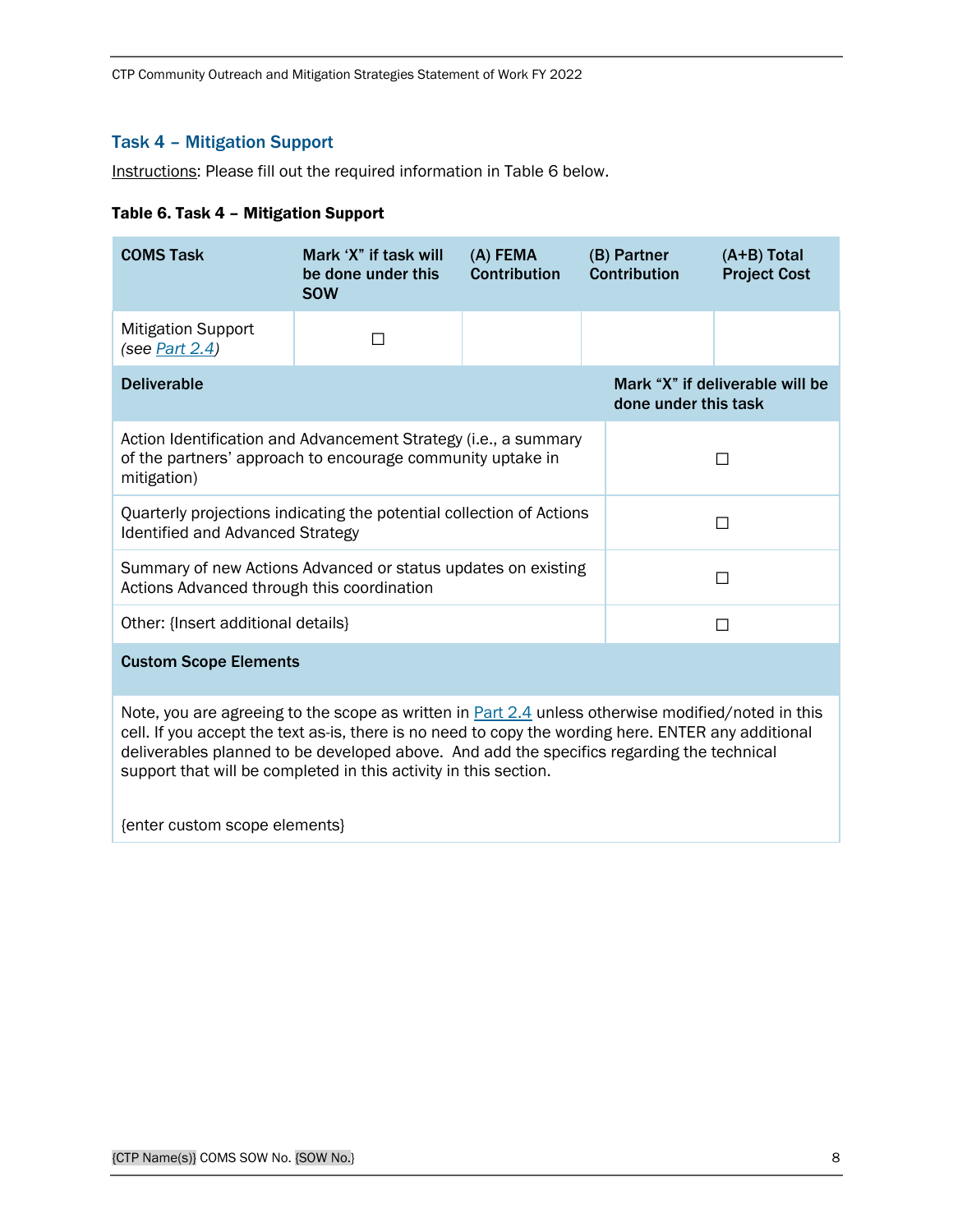## Task 4 – Mitigation Support

Instructions: Please fill out the required information in Table 6 below.

**Table 6. Task 4 – Mitigation Support**

| COMS Task | Mark 'X" if task will be done under this SOW | (A) FEMA Contribution | (B) Partner Contribution | (A+B) Total Project Cost |
|---|---|---|---|---|
| Mitigation Support *(see Part 2.4)* | ☐ | | | |

| Deliverable | Mark "X" if deliverable will be done under this task |
|---|---|
| Action Identification and Advancement Strategy (i.e., a summary of the partners' approach to encourage community uptake in mitigation) | ☐ |
| Quarterly projections indicating the potential collection of Actions Identified and Advanced Strategy | ☐ |
| Summary of new Actions Advanced or status updates on existing Actions Advanced through this coordination | ☐ |
| Other: {Insert additional details} | ☐ |

| Custom Scope Elements |
|---|
| Note, you are agreeing to the scope as written in Part 2.4 unless otherwise modified/noted in this cell. If you accept the text as-is, there is no need to copy the wording here. ENTER any additional deliverables planned to be developed above. And add the specifics regarding the technical support that will be completed in this activity in this section. {enter custom scope elements} |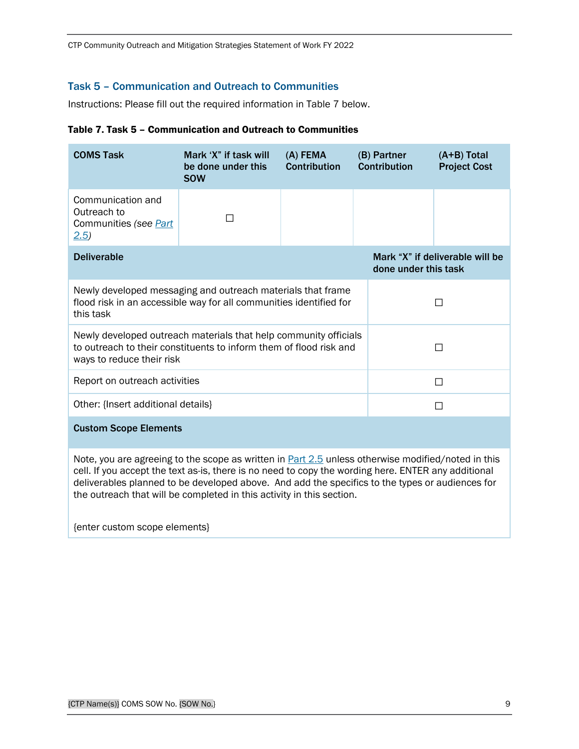## Task 5 – Communication and Outreach to Communities

Instructions: Please fill out the required information in Table 7 below.

**Table 7. Task 5 – Communication and Outreach to Communities**

| COMS Task | Mark 'X" if task will be done under this SOW | (A) FEMA Contribution | (B) Partner Contribution | (A+B) Total Project Cost |
|---|---|---|---|---|
| Communication and Outreach to Communities *(see Part 2.5)* | ☐ | | | |

| Deliverable | Mark "X" if deliverable will be done under this task |
|---|---|
| Newly developed messaging and outreach materials that frame flood risk in an accessible way for all communities identified for this task | ☐ |
| Newly developed outreach materials that help community officials to outreach to their constituents to inform them of flood risk and ways to reduce their risk | ☐ |
| Report on outreach activities | ☐ |
| Other: {Insert additional details} | ☐ |

| Custom Scope Elements |
|---|
| Note, you are agreeing to the scope as written in Part 2.5 unless otherwise modified/noted in this cell. If you accept the text as-is, there is no need to copy the wording here. ENTER any additional deliverables planned to be developed above. And add the specifics to the types or audiences for the outreach that will be completed in this activity in this section.<br><br>{enter custom scope elements} |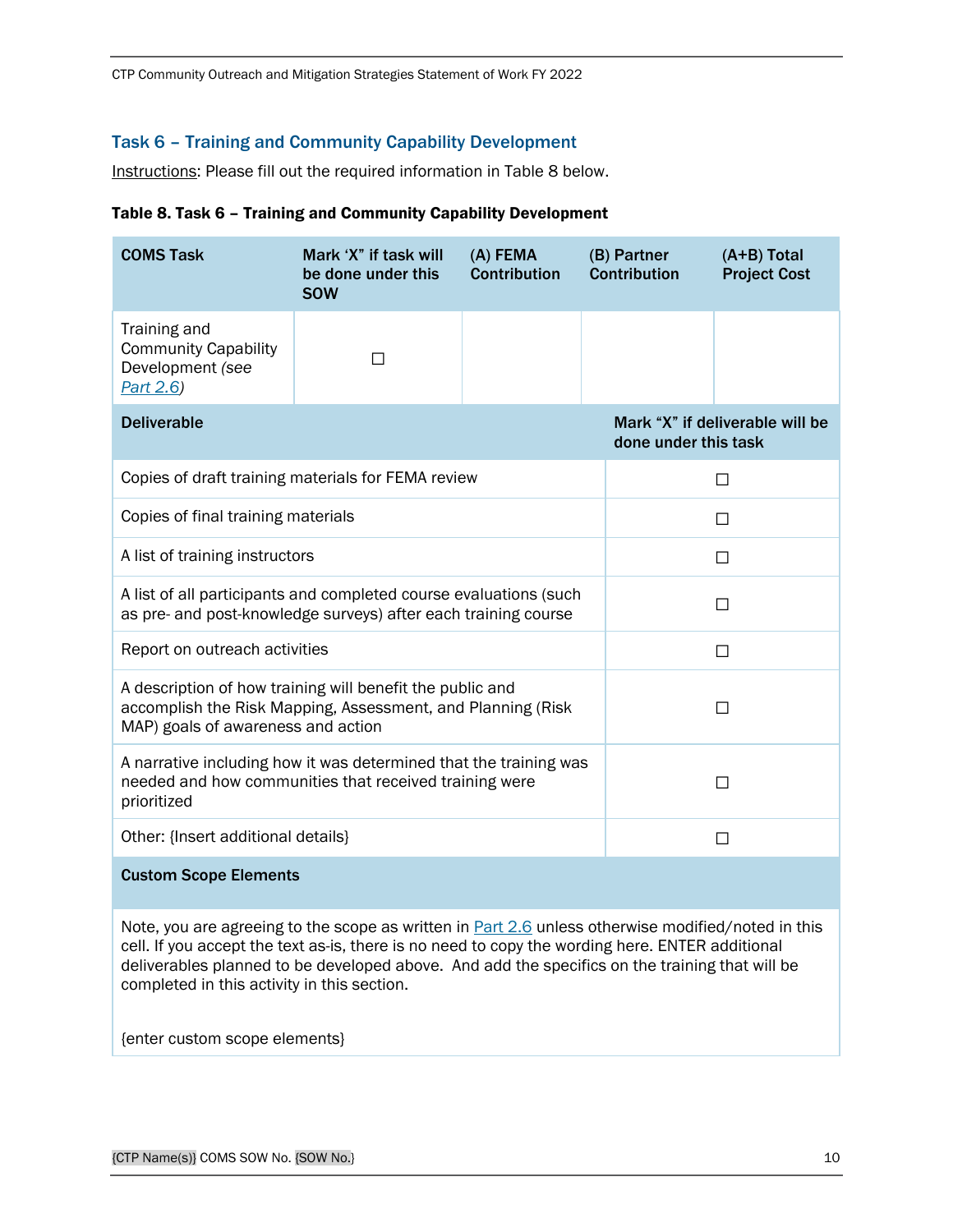### Task 6 – Training and Community Capability Development

Instructions: Please fill out the required information in Table 8 below.

**Table 8. Task 6 – Training and Community Capability Development**

| COMS Task | Mark 'X' if task will be done under this SOW | (A) FEMA Contribution | (B) Partner Contribution | (A+B) Total Project Cost |
|---|---|---|---|---|
| Training and Community Capability Development *(see Part 2.6)* | ☐ | | | |

| Deliverable | Mark "X" if deliverable will be done under this task |
|---|---|
| Copies of draft training materials for FEMA review | ☐ |
| Copies of final training materials | ☐ |
| A list of training instructors | ☐ |
| A list of all participants and completed course evaluations (such as pre- and post-knowledge surveys) after each training course | ☐ |
| Report on outreach activities | ☐ |
| A description of how training will benefit the public and accomplish the Risk Mapping, Assessment, and Planning (Risk MAP) goals of awareness and action | ☐ |
| A narrative including how it was determined that the training was needed and how communities that received training were prioritized | ☐ |
| Other: {Insert additional details} | ☐ |

| Custom Scope Elements |
|---|
| Note, you are agreeing to the scope as written in Part 2.6 unless otherwise modified/noted in this cell. If you accept the text as-is, there is no need to copy the wording here. ENTER additional deliverables planned to be developed above. And add the specifics on the training that will be completed in this activity in this section.<br><br>{enter custom scope elements} |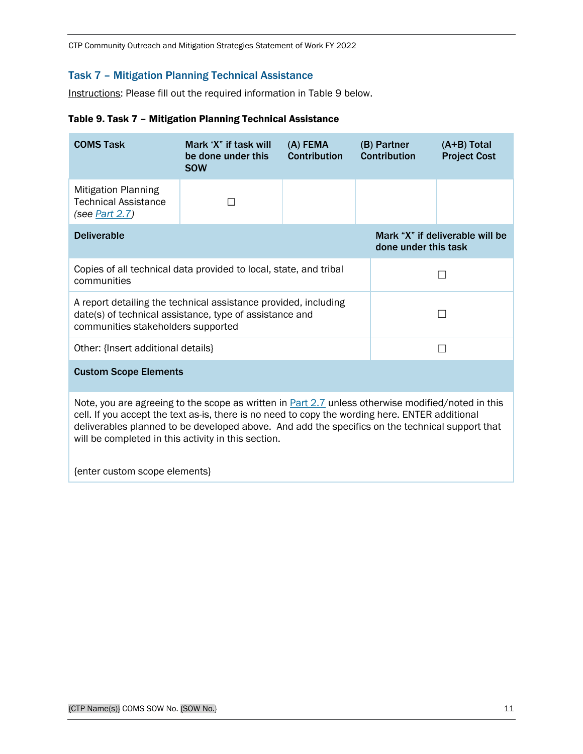## Task 7 – Mitigation Planning Technical Assistance

Instructions: Please fill out the required information in Table 9 below.

**Table 9. Task 7 – Mitigation Planning Technical Assistance**

| COMS Task | Mark 'X" if task will be done under this SOW | (A) FEMA Contribution | (B) Partner Contribution | (A+B) Total Project Cost |
|---|---|---|---|---|
| Mitigation Planning Technical Assistance *(see Part 2.7)* | ☐ | | | |
| **Deliverable** | | | **Mark "X" if deliverable will be done under this task** | |
| Copies of all technical data provided to local, state, and tribal communities | | | ☐ | |
| A report detailing the technical assistance provided, including date(s) of technical assistance, type of assistance and communities stakeholders supported | | | ☐ | |
| Other: {Insert additional details} | | | ☐ | |
| **Custom Scope Elements** | | | | |
| Note, you are agreeing to the scope as written in Part 2.7 unless otherwise modified/noted in this cell. If you accept the text as-is, there is no need to copy the wording here. ENTER additional deliverables planned to be developed above. And add the specifics on the technical support that will be completed in this activity in this section. {enter custom scope elements} | | | | |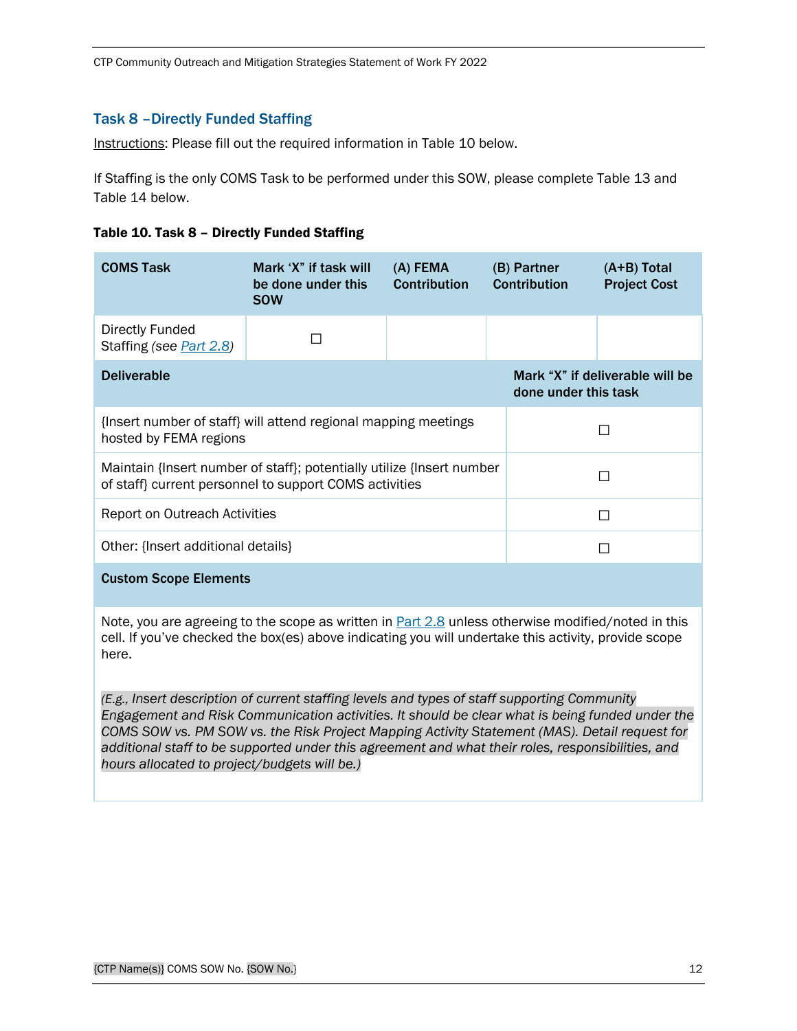### Task 8 –Directly Funded Staffing

Instructions: Please fill out the required information in Table 10 below.

If Staffing is the only COMS Task to be performed under this SOW, please complete Table 13 and Table 14 below.

**Table 10. Task 8 – Directly Funded Staffing**

| COMS Task | Mark 'X" if task will be done under this SOW | (A) FEMA Contribution | (B) Partner Contribution | (A+B) Total Project Cost |
|---|---|---|---|---|
| Directly Funded Staffing *(see Part 2.8)* | ☐ | | | |

| Deliverable | Mark "X" if deliverable will be done under this task |
|---|---|
| {Insert number of staff} will attend regional mapping meetings hosted by FEMA regions | ☐ |
| Maintain {Insert number of staff}; potentially utilize {Insert number of staff} current personnel to support COMS activities | ☐ |
| Report on Outreach Activities | ☐ |
| Other: {Insert additional details} | ☐ |

| Custom Scope Elements |
|---|
| Note, you are agreeing to the scope as written in Part 2.8 unless otherwise modified/noted in this cell. If you've checked the box(es) above indicating you will undertake this activity, provide scope here.<br><br>*(E.g., Insert description of current staffing levels and types of staff supporting Community Engagement and Risk Communication activities. It should be clear what is being funded under the COMS SOW vs. PM SOW vs. the Risk Project Mapping Activity Statement (MAS). Detail request for additional staff to be supported under this agreement and what their roles, responsibilities, and hours allocated to project/budgets will be.)* |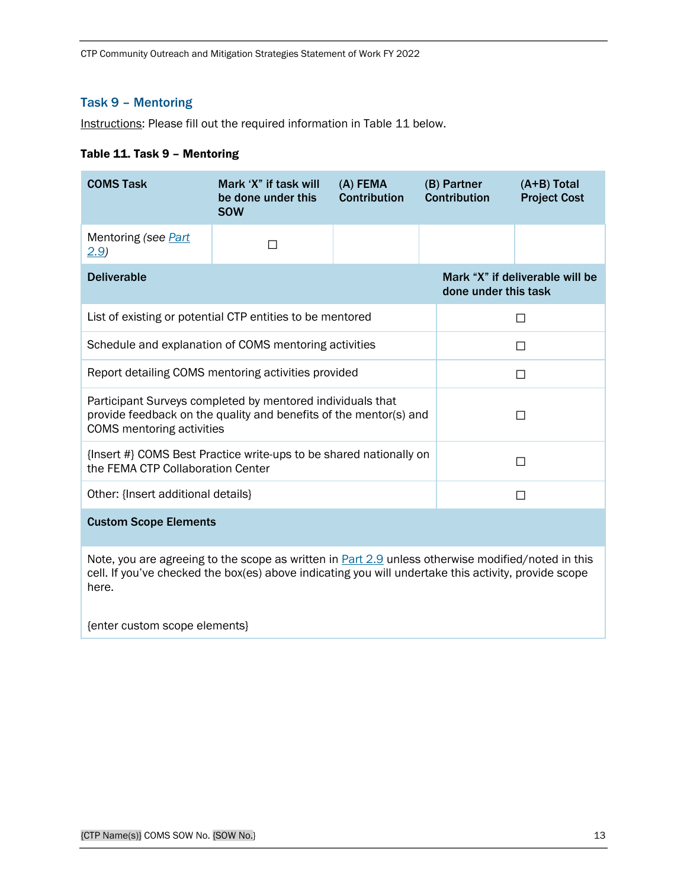### Task 9 – Mentoring

Instructions: Please fill out the required information in Table 11 below.

**Table 11. Task 9 – Mentoring**

| COMS Task | Mark 'X" if task will be done under this SOW | (A) FEMA Contribution | (B) Partner Contribution | (A+B) Total Project Cost |
|---|---|---|---|---|
| Mentoring *(see Part 2.9)* | ☐ | | | |

| Deliverable | Mark "X" if deliverable will be done under this task |
|---|---|
| List of existing or potential CTP entities to be mentored | ☐ |
| Schedule and explanation of COMS mentoring activities | ☐ |
| Report detailing COMS mentoring activities provided | ☐ |
| Participant Surveys completed by mentored individuals that provide feedback on the quality and benefits of the mentor(s) and COMS mentoring activities | ☐ |
| {Insert #} COMS Best Practice write-ups to be shared nationally on the FEMA CTP Collaboration Center | ☐ |
| Other: {Insert additional details} | ☐ |

| Custom Scope Elements |
|---|
| Note, you are agreeing to the scope as written in Part 2.9 unless otherwise modified/noted in this cell. If you've checked the box(es) above indicating you will undertake this activity, provide scope here.<br><br>{enter custom scope elements} |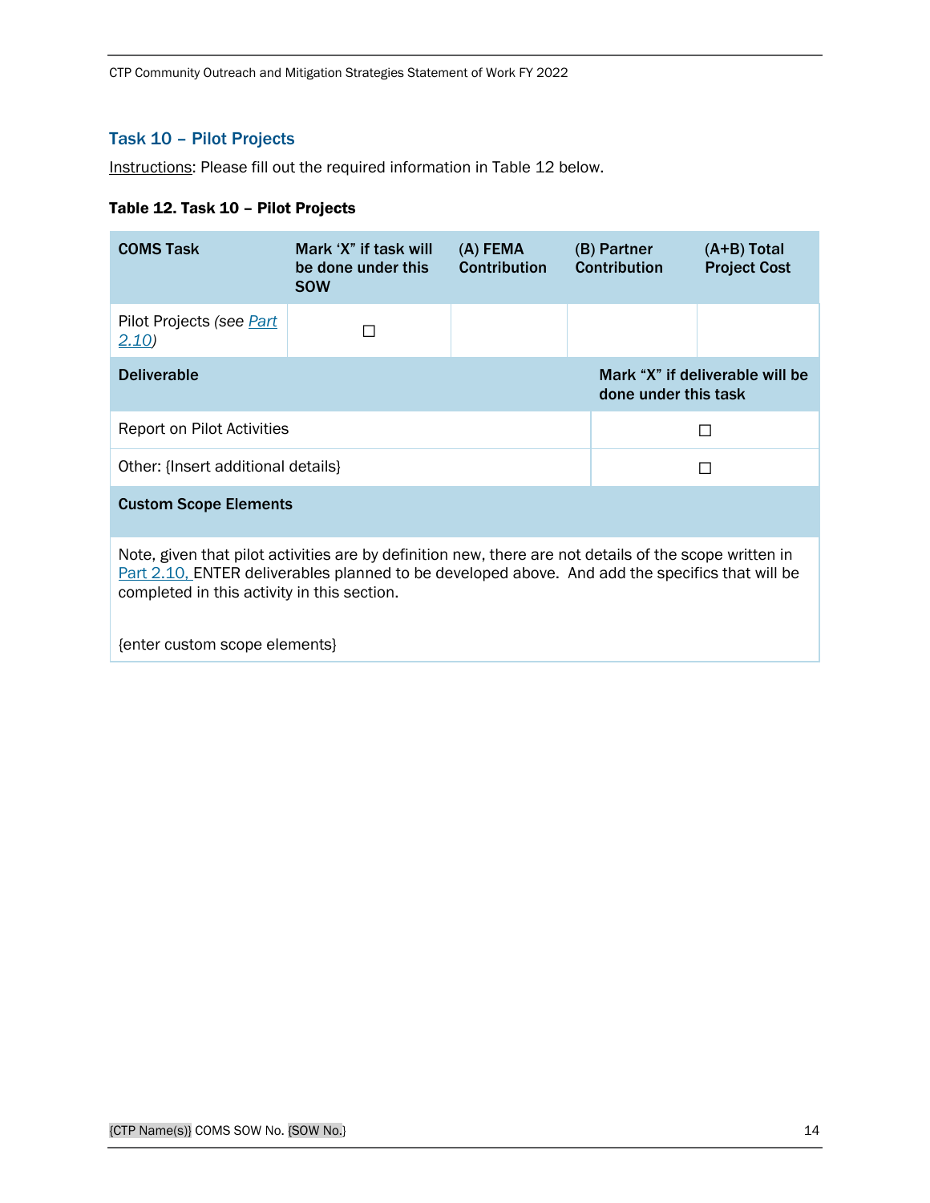## Task 10 – Pilot Projects

Instructions: Please fill out the required information in Table 12 below.

**Table 12. Task 10 – Pilot Projects**

| COMS Task | Mark 'X' if task will be done under this SOW | (A) FEMA Contribution | (B) Partner Contribution | (A+B) Total Project Cost |
|---|---|---|---|---|
| Pilot Projects *(see Part 2.10)* | ☐ | | | |
| **Deliverable** | | | **Mark "X" if deliverable will be done under this task** | |
| Report on Pilot Activities | | | ☐ | |
| Other: {Insert additional details} | | | ☐ | |
| **Custom Scope Elements** | | | | |
| Note, given that pilot activities are by definition new, there are not details of the scope written in Part 2.10, ENTER deliverables planned to be developed above. And add the specifics that will be completed in this activity in this section. {enter custom scope elements} | | | | |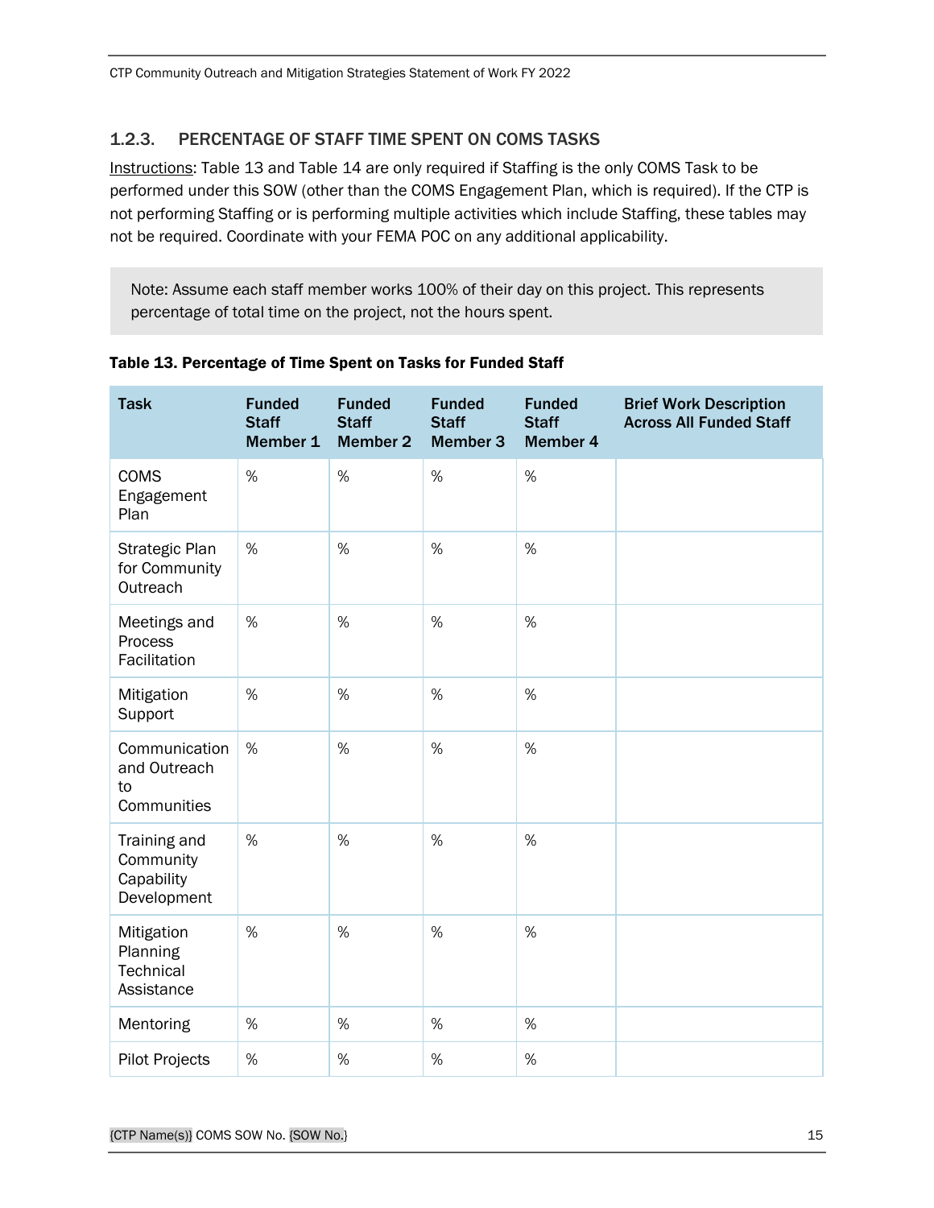### 1.2.3. PERCENTAGE OF STAFF TIME SPENT ON COMS TASKS

Instructions: Table 13 and Table 14 are only required if Staffing is the only COMS Task to be performed under this SOW (other than the COMS Engagement Plan, which is required). If the CTP is not performing Staffing or is performing multiple activities which include Staffing, these tables may not be required. Coordinate with your FEMA POC on any additional applicability.

> Note: Assume each staff member works 100% of their day on this project. This represents percentage of total time on the project, not the hours spent.

**Table 13. Percentage of Time Spent on Tasks for Funded Staff**

| Task | Funded Staff Member 1 | Funded Staff Member 2 | Funded Staff Member 3 | Funded Staff Member 4 | Brief Work Description Across All Funded Staff |
|---|---|---|---|---|---|
| COMS Engagement Plan | % | % | % | % | |
| Strategic Plan for Community Outreach | % | % | % | % | |
| Meetings and Process Facilitation | % | % | % | % | |
| Mitigation Support | % | % | % | % | |
| Communication and Outreach to Communities | % | % | % | % | |
| Training and Community Capability Development | % | % | % | % | |
| Mitigation Planning Technical Assistance | % | % | % | % | |
| Mentoring | % | % | % | % | |
| Pilot Projects | % | % | % | % | |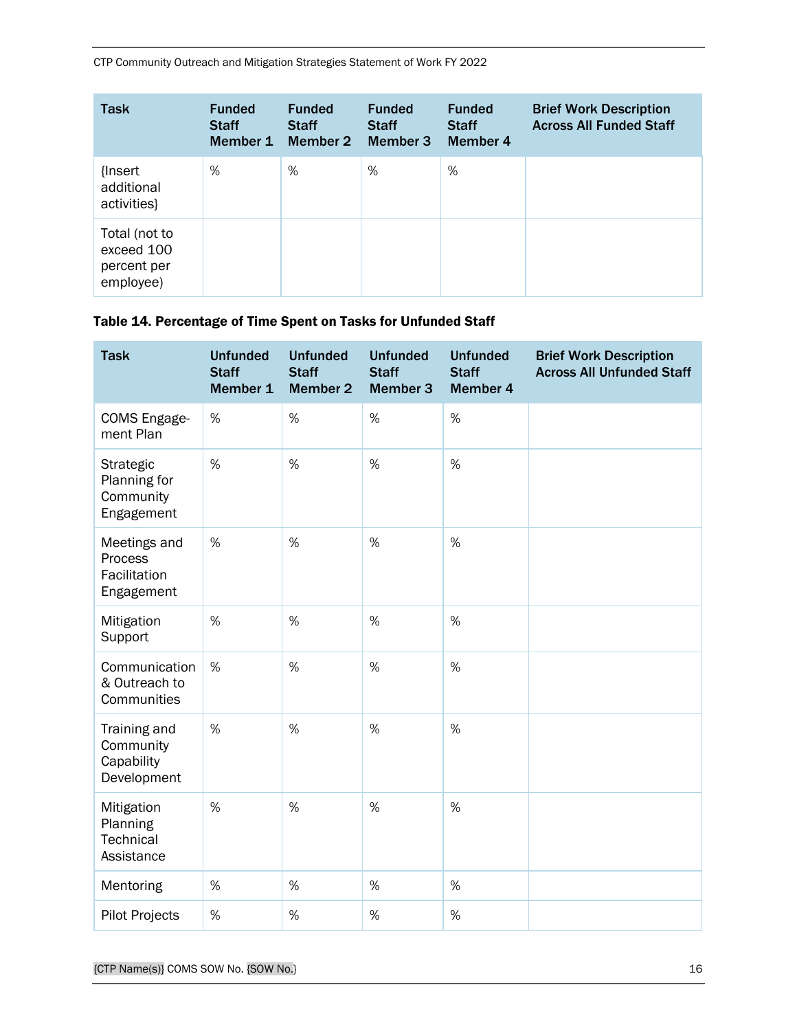| Task | Funded Staff Member 1 | Funded Staff Member 2 | Funded Staff Member 3 | Funded Staff Member 4 | Brief Work Description Across All Funded Staff |
|---|---|---|---|---|---|
| {Insert additional activities} | % | % | % | % | |
| Total (not to exceed 100 percent per employee) | | | | | |

**Table 14. Percentage of Time Spent on Tasks for Unfunded Staff**

| Task | Unfunded Staff Member 1 | Unfunded Staff Member 2 | Unfunded Staff Member 3 | Unfunded Staff Member 4 | Brief Work Description Across All Unfunded Staff |
|---|---|---|---|---|---|
| COMS Engage-ment Plan | % | % | % | % | |
| Strategic Planning for Community Engagement | % | % | % | % | |
| Meetings and Process Facilitation Engagement | % | % | % | % | |
| Mitigation Support | % | % | % | % | |
| Communication & Outreach to Communities | % | % | % | % | |
| Training and Community Capability Development | % | % | % | % | |
| Mitigation Planning Technical Assistance | % | % | % | % | |
| Mentoring | % | % | % | % | |
| Pilot Projects | % | % | % | % | |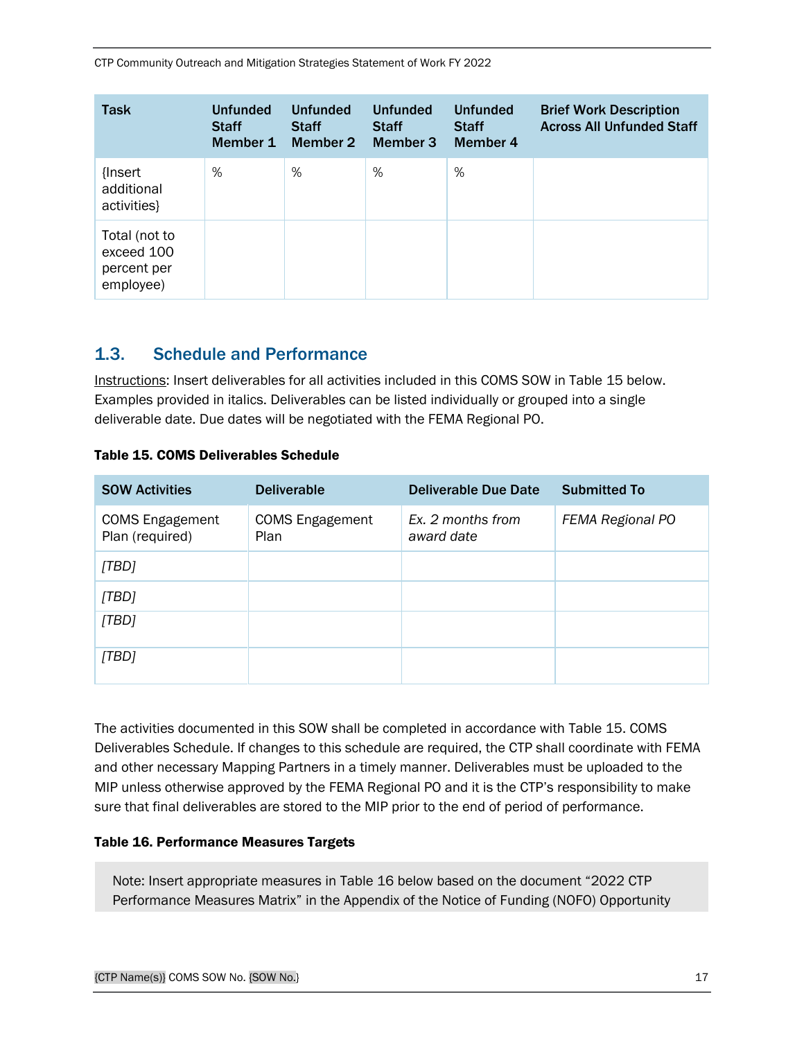| Task | Unfunded Staff Member 1 | Unfunded Staff Member 2 | Unfunded Staff Member 3 | Unfunded Staff Member 4 | Brief Work Description Across All Unfunded Staff |
|---|---|---|---|---|---|
| {Insert additional activities} | % | % | % | % | |
| Total (not to exceed 100 percent per employee) | | | | | |

## 1.3. Schedule and Performance

Instructions: Insert deliverables for all activities included in this COMS SOW in Table 15 below. Examples provided in italics. Deliverables can be listed individually or grouped into a single deliverable date. Due dates will be negotiated with the FEMA Regional PO.

**Table 15. COMS Deliverables Schedule**

| SOW Activities | Deliverable | Deliverable Due Date | Submitted To |
|---|---|---|---|
| COMS Engagement Plan (required) | COMS Engagement Plan | *Ex. 2 months from award date* | *FEMA Regional PO* |
| *[TBD]* | | | |
| *[TBD]* | | | |
| *[TBD]* | | | |
| *[TBD]* | | | |

The activities documented in this SOW shall be completed in accordance with Table 15. COMS Deliverables Schedule. If changes to this schedule are required, the CTP shall coordinate with FEMA and other necessary Mapping Partners in a timely manner. Deliverables must be uploaded to the MIP unless otherwise approved by the FEMA Regional PO and it is the CTP's responsibility to make sure that final deliverables are stored to the MIP prior to the end of period of performance.

**Table 16. Performance Measures Targets**

> Note: Insert appropriate measures in Table 16 below based on the document "2022 CTP Performance Measures Matrix" in the Appendix of the Notice of Funding (NOFO) Opportunity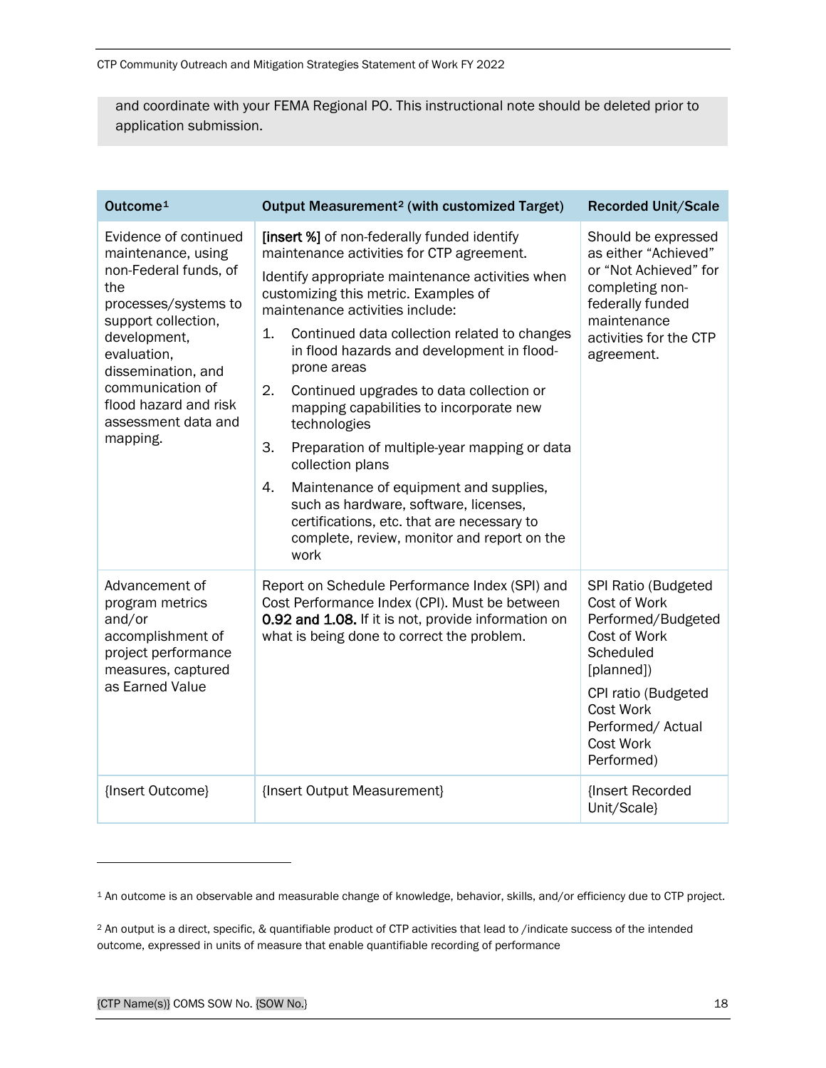and coordinate with your FEMA Regional PO. This instructional note should be deleted prior to application submission.

| Outcome[1] | Output Measurement[2] (with customized Target) | Recorded Unit/Scale |
|---|---|---|
| Evidence of continued maintenance, using non-Federal funds, of the processes/systems to support collection, development, evaluation, dissemination, and communication of flood hazard and risk assessment data and mapping. | **[insert %]** of non-federally funded identify maintenance activities for CTP agreement.<br><br>Identify appropriate maintenance activities when customizing this metric. Examples of maintenance activities include:<br>1. Continued data collection related to changes in flood hazards and development in flood-prone areas<br>2. Continued upgrades to data collection or mapping capabilities to incorporate new technologies<br>3. Preparation of multiple-year mapping or data collection plans<br>4. Maintenance of equipment and supplies, such as hardware, software, licenses, certifications, etc. that are necessary to complete, review, monitor and report on the work | Should be expressed as either "Achieved" or "Not Achieved" for completing non-federally funded maintenance activities for the CTP agreement. |
| Advancement of program metrics and/or accomplishment of project performance measures, captured as Earned Value | Report on Schedule Performance Index (SPI) and Cost Performance Index (CPI). Must be between **0.92 and 1.08.** If it is not, provide information on what is being done to correct the problem. | SPI Ratio (Budgeted Cost of Work Performed/Budgeted Cost of Work Scheduled [planned])<br><br>CPI ratio (Budgeted Cost Work Performed/ Actual Cost Work Performed) |
| {Insert Outcome} | {Insert Output Measurement} | {Insert Recorded Unit/Scale} |

[1] An outcome is an observable and measurable change of knowledge, behavior, skills, and/or efficiency due to CTP project.

[2] An output is a direct, specific, & quantifiable product of CTP activities that lead to /indicate success of the intended outcome, expressed in units of measure that enable quantifiable recording of performance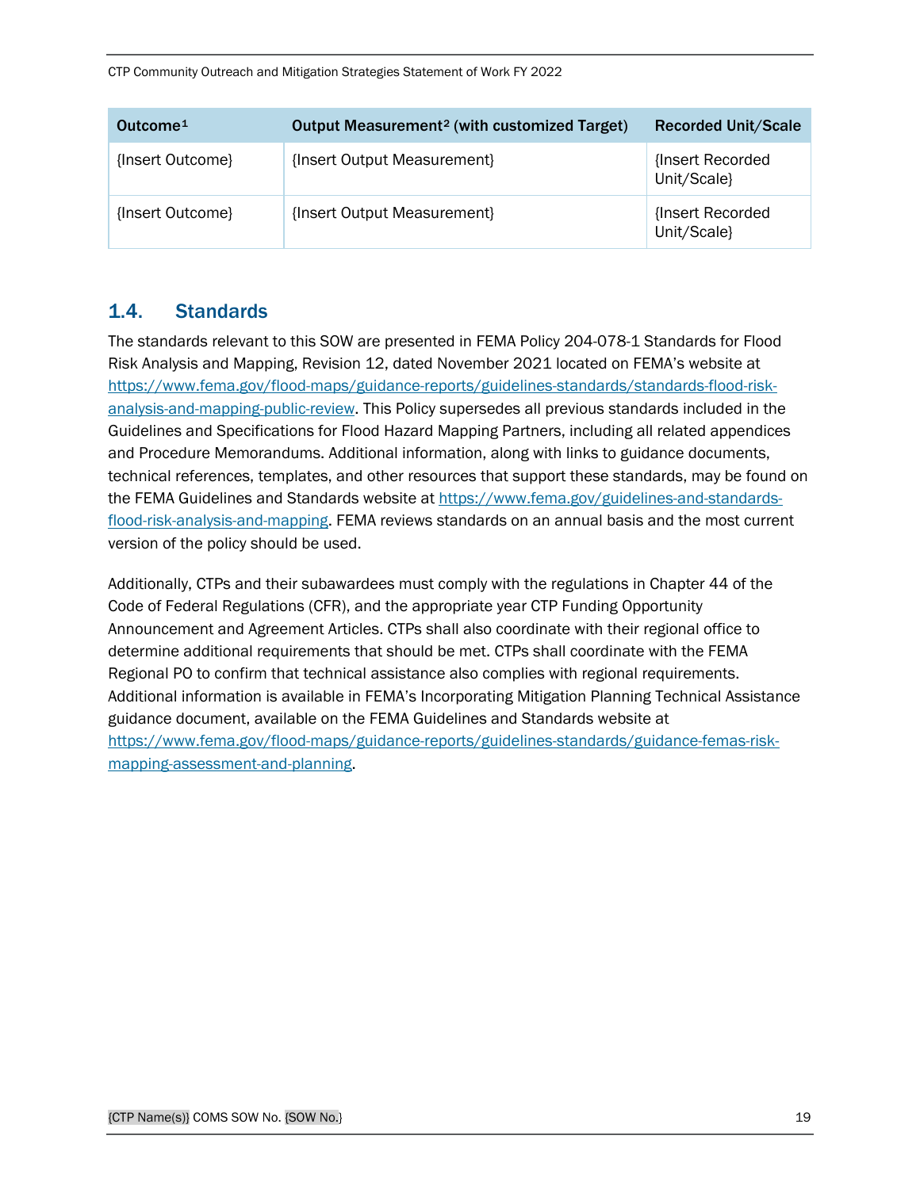| Outcome[1] | Output Measurement[2] (with customized Target) | Recorded Unit/Scale |
|---|---|---|
| {Insert Outcome} | {Insert Output Measurement} | {Insert Recorded Unit/Scale} |
| {Insert Outcome} | {Insert Output Measurement} | {Insert Recorded Unit/Scale} |

## 1.4. Standards

The standards relevant to this SOW are presented in FEMA Policy 204-078-1 Standards for Flood Risk Analysis and Mapping, Revision 12, dated November 2021 located on FEMA's website at https://www.fema.gov/flood-maps/guidance-reports/guidelines-standards/standards-flood-risk-analysis-and-mapping-public-review. This Policy supersedes all previous standards included in the Guidelines and Specifications for Flood Hazard Mapping Partners, including all related appendices and Procedure Memorandums. Additional information, along with links to guidance documents, technical references, templates, and other resources that support these standards, may be found on the FEMA Guidelines and Standards website at https://www.fema.gov/guidelines-and-standards-flood-risk-analysis-and-mapping. FEMA reviews standards on an annual basis and the most current version of the policy should be used.

Additionally, CTPs and their subawardees must comply with the regulations in Chapter 44 of the Code of Federal Regulations (CFR), and the appropriate year CTP Funding Opportunity Announcement and Agreement Articles. CTPs shall also coordinate with their regional office to determine additional requirements that should be met. CTPs shall coordinate with the FEMA Regional PO to confirm that technical assistance also complies with regional requirements. Additional information is available in FEMA's Incorporating Mitigation Planning Technical Assistance guidance document, available on the FEMA Guidelines and Standards website at https://www.fema.gov/flood-maps/guidance-reports/guidelines-standards/guidance-femas-risk-mapping-assessment-and-planning.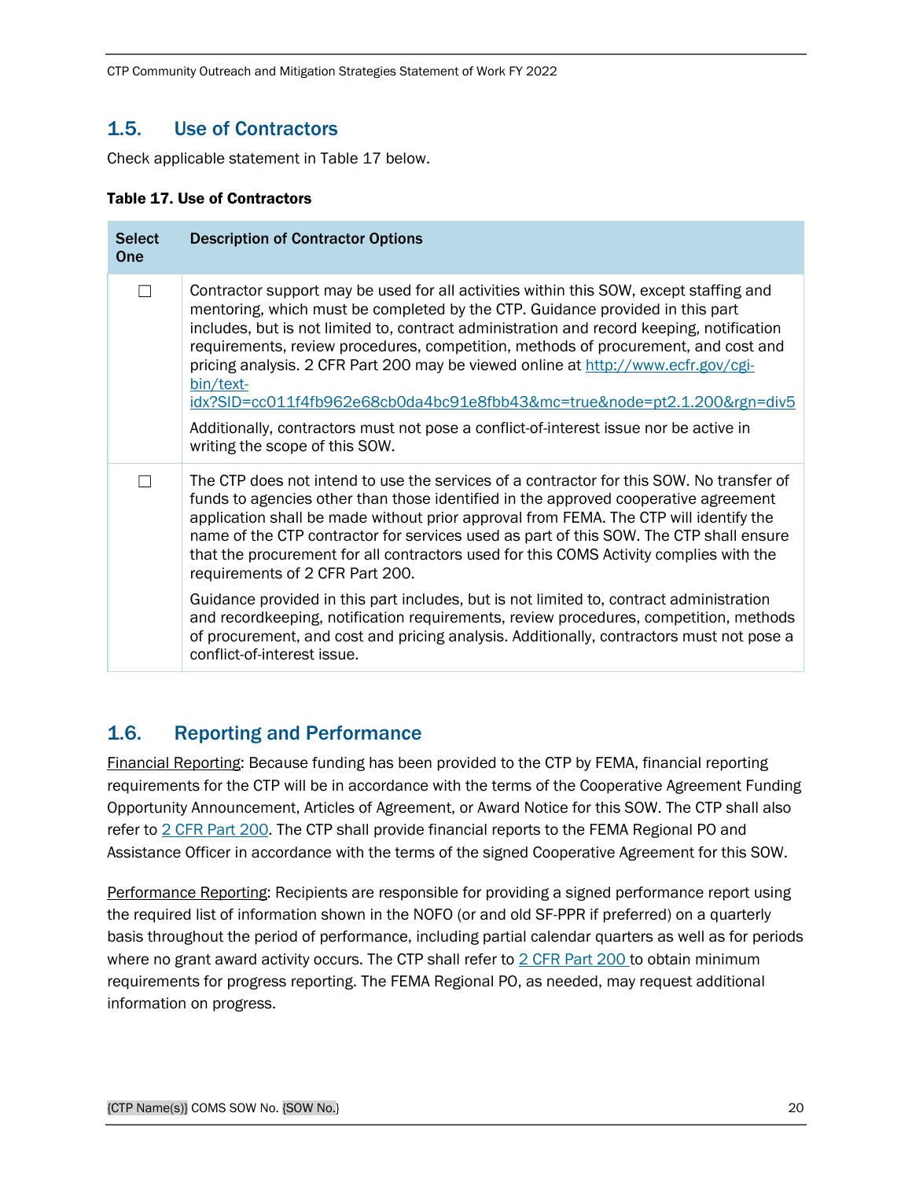## 1.5. Use of Contractors

Check applicable statement in Table 17 below.

**Table 17. Use of Contractors**

| Select One | Description of Contractor Options |
|---|---|
| ☐ | Contractor support may be used for all activities within this SOW, except staffing and mentoring, which must be completed by the CTP. Guidance provided in this part includes, but is not limited to, contract administration and record keeping, notification requirements, review procedures, competition, methods of procurement, and cost and pricing analysis. 2 CFR Part 200 may be viewed online at [http://www.ecfr.gov/cgi-bin/text-idx?SID=cc011f4fb962e68cb0da4bc91e8fbb43&mc=true&node=pt2.1.200&rgn=div5](http://www.ecfr.gov/cgi-bin/text-idx?SID=cc011f4fb962e68cb0da4bc91e8fbb43&mc=true&node=pt2.1.200&rgn=div5) <br><br> Additionally, contractors must not pose a conflict-of-interest issue nor be active in writing the scope of this SOW. |
| ☐ | The CTP does not intend to use the services of a contractor for this SOW. No transfer of funds to agencies other than those identified in the approved cooperative agreement application shall be made without prior approval from FEMA. The CTP will identify the name of the CTP contractor for services used as part of this SOW. The CTP shall ensure that the procurement for all contractors used for this COMS Activity complies with the requirements of 2 CFR Part 200. <br><br> Guidance provided in this part includes, but is not limited to, contract administration and recordkeeping, notification requirements, review procedures, competition, methods of procurement, and cost and pricing analysis. Additionally, contractors must not pose a conflict-of-interest issue. |

## 1.6. Reporting and Performance

Financial Reporting: Because funding has been provided to the CTP by FEMA, financial reporting requirements for the CTP will be in accordance with the terms of the Cooperative Agreement Funding Opportunity Announcement, Articles of Agreement, or Award Notice for this SOW. The CTP shall also refer to 2 CFR Part 200. The CTP shall provide financial reports to the FEMA Regional PO and Assistance Officer in accordance with the terms of the signed Cooperative Agreement for this SOW.

Performance Reporting: Recipients are responsible for providing a signed performance report using the required list of information shown in the NOFO (or and old SF-PPR if preferred) on a quarterly basis throughout the period of performance, including partial calendar quarters as well as for periods where no grant award activity occurs. The CTP shall refer to 2 CFR Part 200 to obtain minimum requirements for progress reporting. The FEMA Regional PO, as needed, may request additional information on progress.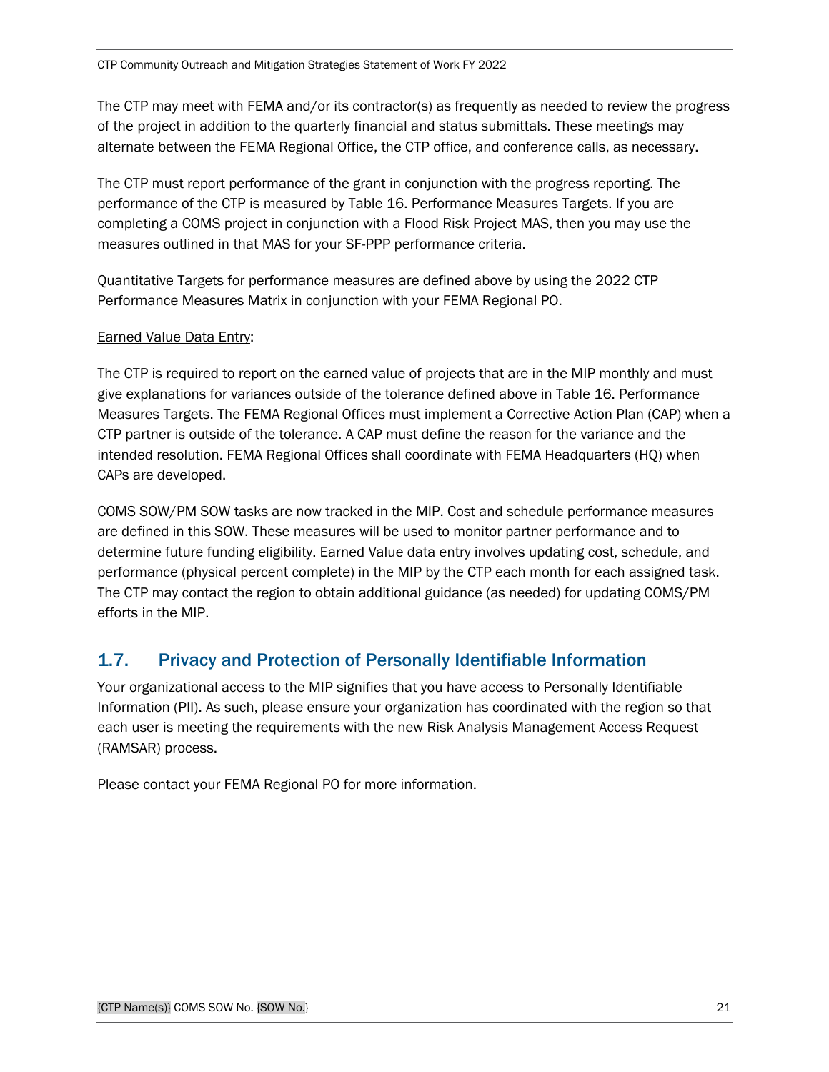The CTP may meet with FEMA and/or its contractor(s) as frequently as needed to review the progress of the project in addition to the quarterly financial and status submittals. These meetings may alternate between the FEMA Regional Office, the CTP office, and conference calls, as necessary.

The CTP must report performance of the grant in conjunction with the progress reporting. The performance of the CTP is measured by Table 16. Performance Measures Targets. If you are completing a COMS project in conjunction with a Flood Risk Project MAS, then you may use the measures outlined in that MAS for your SF-PPP performance criteria.

Quantitative Targets for performance measures are defined above by using the 2022 CTP Performance Measures Matrix in conjunction with your FEMA Regional PO.

Earned Value Data Entry:

The CTP is required to report on the earned value of projects that are in the MIP monthly and must give explanations for variances outside of the tolerance defined above in Table 16. Performance Measures Targets. The FEMA Regional Offices must implement a Corrective Action Plan (CAP) when a CTP partner is outside of the tolerance. A CAP must define the reason for the variance and the intended resolution. FEMA Regional Offices shall coordinate with FEMA Headquarters (HQ) when CAPs are developed.

COMS SOW/PM SOW tasks are now tracked in the MIP. Cost and schedule performance measures are defined in this SOW. These measures will be used to monitor partner performance and to determine future funding eligibility. Earned Value data entry involves updating cost, schedule, and performance (physical percent complete) in the MIP by the CTP each month for each assigned task. The CTP may contact the region to obtain additional guidance (as needed) for updating COMS/PM efforts in the MIP.

## 1.7. Privacy and Protection of Personally Identifiable Information

Your organizational access to the MIP signifies that you have access to Personally Identifiable Information (PII). As such, please ensure your organization has coordinated with the region so that each user is meeting the requirements with the new Risk Analysis Management Access Request (RAMSAR) process.

Please contact your FEMA Regional PO for more information.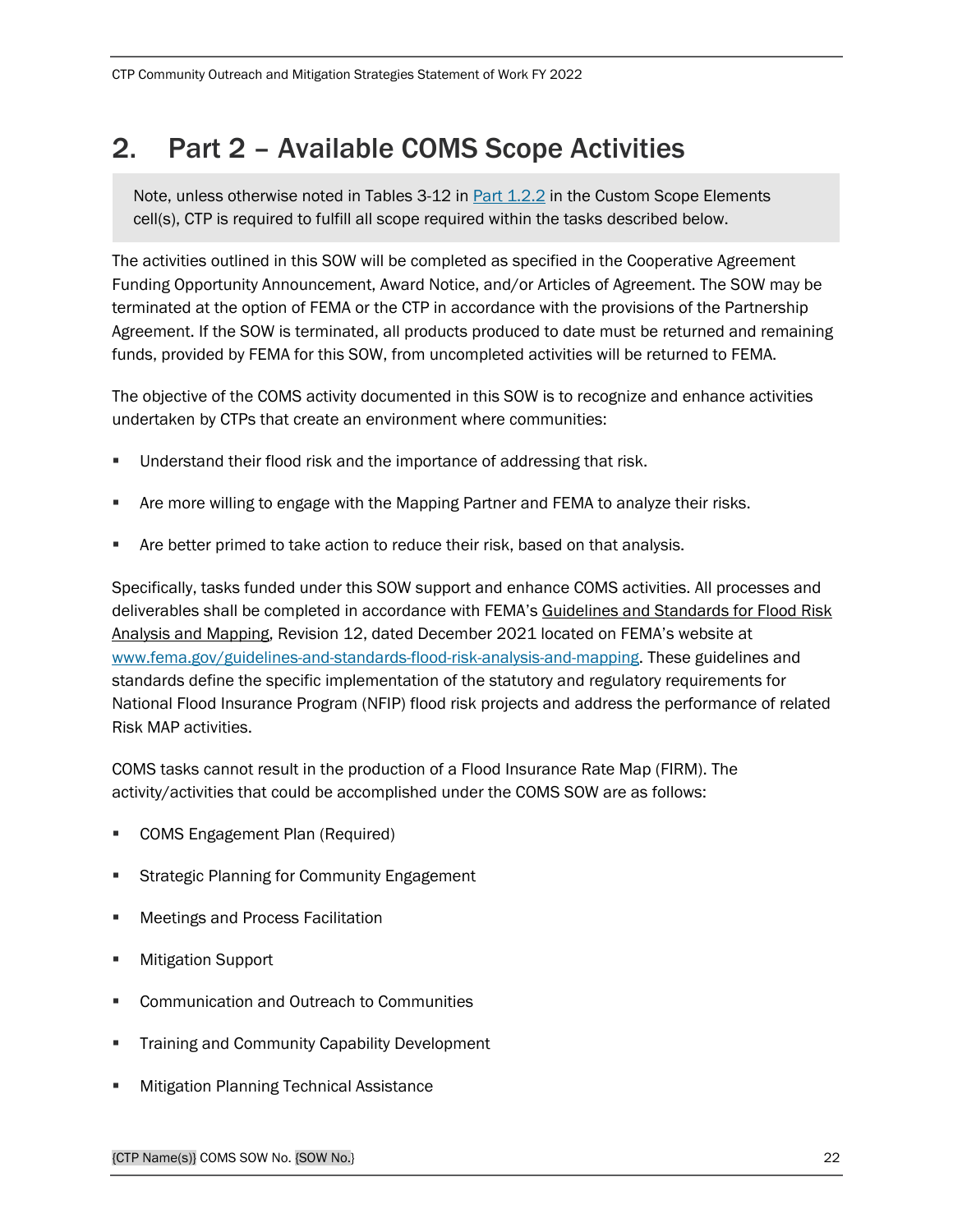# 2. Part 2 – Available COMS Scope Activities

> Note, unless otherwise noted in Tables 3-12 in Part 1.2.2 in the Custom Scope Elements cell(s), CTP is required to fulfill all scope required within the tasks described below.

The activities outlined in this SOW will be completed as specified in the Cooperative Agreement Funding Opportunity Announcement, Award Notice, and/or Articles of Agreement. The SOW may be terminated at the option of FEMA or the CTP in accordance with the provisions of the Partnership Agreement. If the SOW is terminated, all products produced to date must be returned and remaining funds, provided by FEMA for this SOW, from uncompleted activities will be returned to FEMA.

The objective of the COMS activity documented in this SOW is to recognize and enhance activities undertaken by CTPs that create an environment where communities:

- Understand their flood risk and the importance of addressing that risk.
- Are more willing to engage with the Mapping Partner and FEMA to analyze their risks.
- Are better primed to take action to reduce their risk, based on that analysis.

Specifically, tasks funded under this SOW support and enhance COMS activities. All processes and deliverables shall be completed in accordance with FEMA's Guidelines and Standards for Flood Risk Analysis and Mapping, Revision 12, dated December 2021 located on FEMA's website at www.fema.gov/guidelines-and-standards-flood-risk-analysis-and-mapping. These guidelines and standards define the specific implementation of the statutory and regulatory requirements for National Flood Insurance Program (NFIP) flood risk projects and address the performance of related Risk MAP activities.

COMS tasks cannot result in the production of a Flood Insurance Rate Map (FIRM). The activity/activities that could be accomplished under the COMS SOW are as follows:

- COMS Engagement Plan (Required)
- Strategic Planning for Community Engagement
- Meetings and Process Facilitation
- Mitigation Support
- Communication and Outreach to Communities
- Training and Community Capability Development
- Mitigation Planning Technical Assistance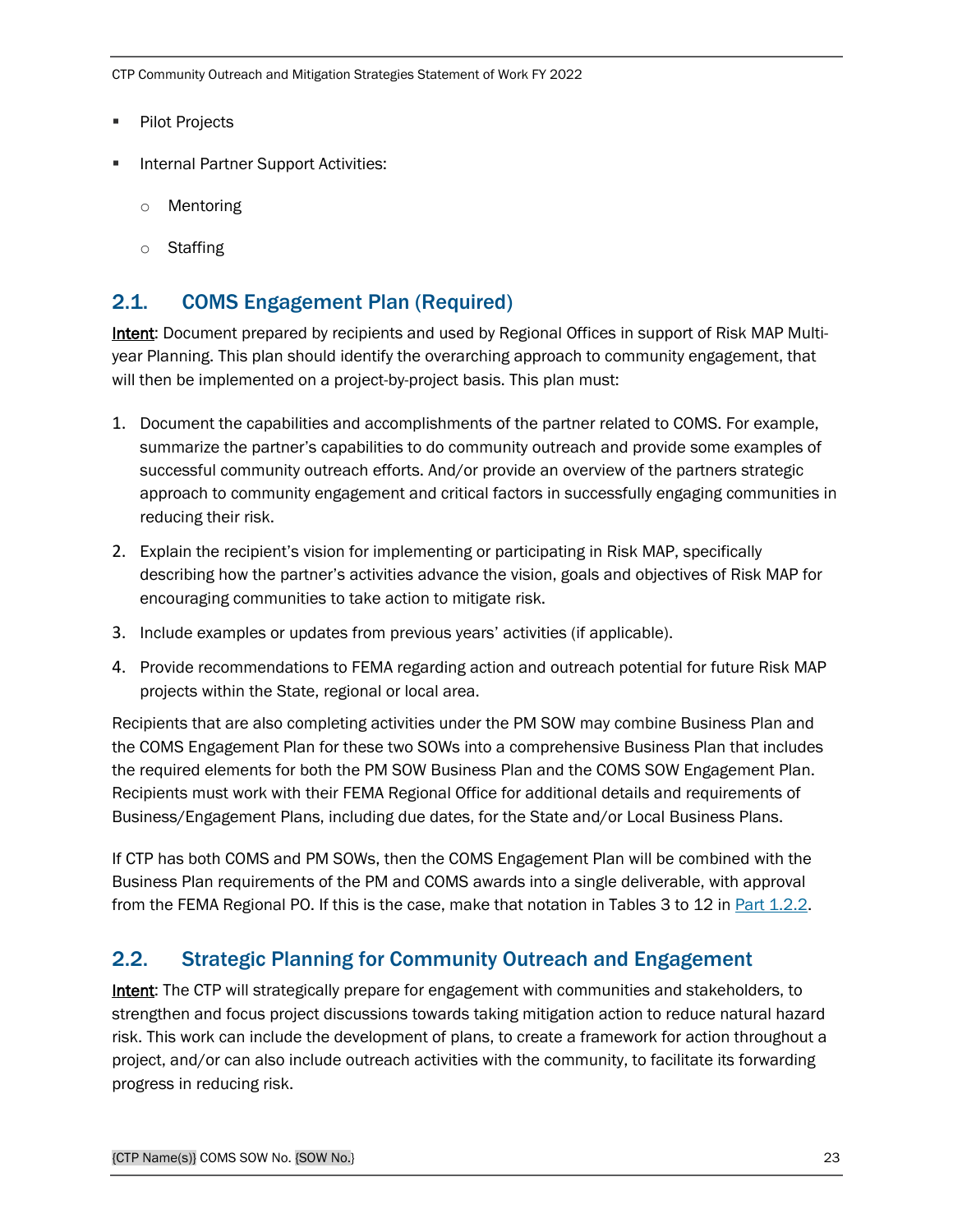- Pilot Projects
- Internal Partner Support Activities:
    - Mentoring
    - Staffing

## 2.1. COMS Engagement Plan (Required)

Intent: Document prepared by recipients and used by Regional Offices in support of Risk MAP Multi-year Planning. This plan should identify the overarching approach to community engagement, that will then be implemented on a project-by-project basis. This plan must:

1. Document the capabilities and accomplishments of the partner related to COMS. For example, summarize the partner's capabilities to do community outreach and provide some examples of successful community outreach efforts. And/or provide an overview of the partners strategic approach to community engagement and critical factors in successfully engaging communities in reducing their risk.
2. Explain the recipient's vision for implementing or participating in Risk MAP, specifically describing how the partner's activities advance the vision, goals and objectives of Risk MAP for encouraging communities to take action to mitigate risk.
3. Include examples or updates from previous years' activities (if applicable).
4. Provide recommendations to FEMA regarding action and outreach potential for future Risk MAP projects within the State, regional or local area.

Recipients that are also completing activities under the PM SOW may combine Business Plan and the COMS Engagement Plan for these two SOWs into a comprehensive Business Plan that includes the required elements for both the PM SOW Business Plan and the COMS SOW Engagement Plan. Recipients must work with their FEMA Regional Office for additional details and requirements of Business/Engagement Plans, including due dates, for the State and/or Local Business Plans.

If CTP has both COMS and PM SOWs, then the COMS Engagement Plan will be combined with the Business Plan requirements of the PM and COMS awards into a single deliverable, with approval from the FEMA Regional PO. If this is the case, make that notation in Tables 3 to 12 in Part 1.2.2.

## 2.2. Strategic Planning for Community Outreach and Engagement

Intent: The CTP will strategically prepare for engagement with communities and stakeholders, to strengthen and focus project discussions towards taking mitigation action to reduce natural hazard risk. This work can include the development of plans, to create a framework for action throughout a project, and/or can also include outreach activities with the community, to facilitate its forwarding progress in reducing risk.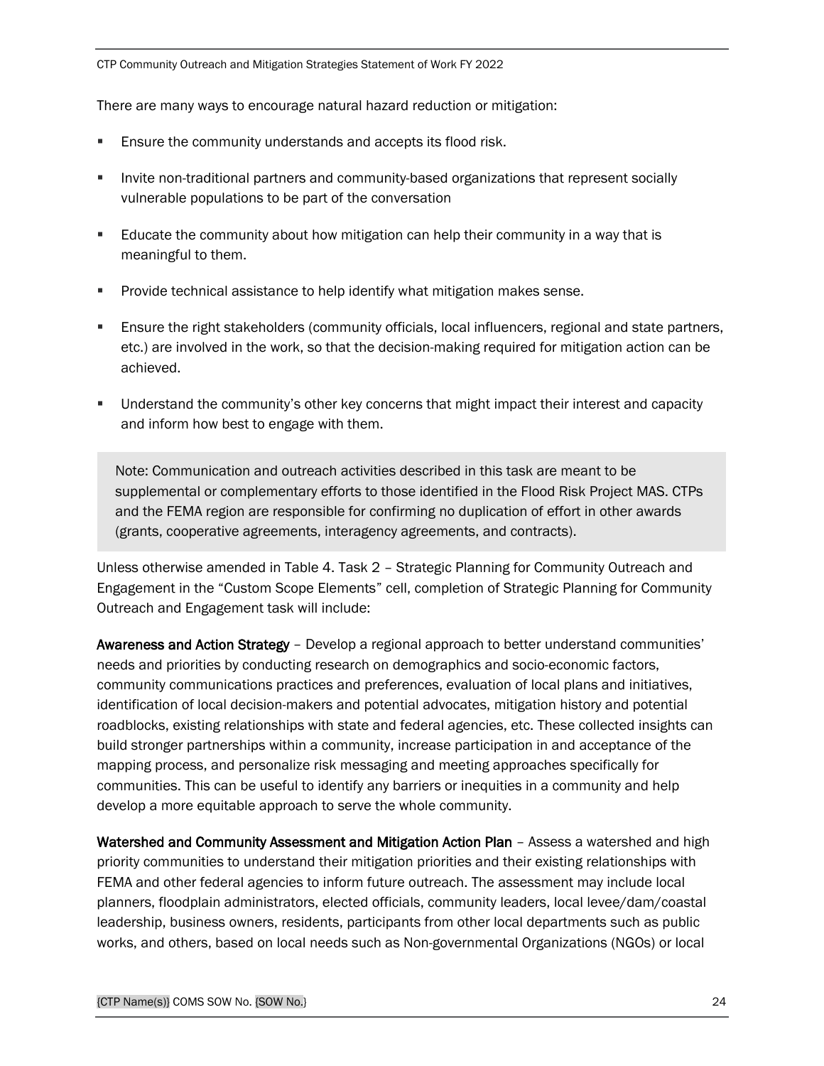There are many ways to encourage natural hazard reduction or mitigation:

- Ensure the community understands and accepts its flood risk.
- Invite non-traditional partners and community-based organizations that represent socially vulnerable populations to be part of the conversation
- Educate the community about how mitigation can help their community in a way that is meaningful to them.
- Provide technical assistance to help identify what mitigation makes sense.
- Ensure the right stakeholders (community officials, local influencers, regional and state partners, etc.) are involved in the work, so that the decision-making required for mitigation action can be achieved.
- Understand the community's other key concerns that might impact their interest and capacity and inform how best to engage with them.

> Note: Communication and outreach activities described in this task are meant to be supplemental or complementary efforts to those identified in the Flood Risk Project MAS. CTPs and the FEMA region are responsible for confirming no duplication of effort in other awards (grants, cooperative agreements, interagency agreements, and contracts).

Unless otherwise amended in Table 4. Task 2 – Strategic Planning for Community Outreach and Engagement in the "Custom Scope Elements" cell, completion of Strategic Planning for Community Outreach and Engagement task will include:

**Awareness and Action Strategy** – Develop a regional approach to better understand communities' needs and priorities by conducting research on demographics and socio-economic factors, community communications practices and preferences, evaluation of local plans and initiatives, identification of local decision-makers and potential advocates, mitigation history and potential roadblocks, existing relationships with state and federal agencies, etc. These collected insights can build stronger partnerships within a community, increase participation in and acceptance of the mapping process, and personalize risk messaging and meeting approaches specifically for communities. This can be useful to identify any barriers or inequities in a community and help develop a more equitable approach to serve the whole community.

**Watershed and Community Assessment and Mitigation Action Plan** – Assess a watershed and high priority communities to understand their mitigation priorities and their existing relationships with FEMA and other federal agencies to inform future outreach. The assessment may include local planners, floodplain administrators, elected officials, community leaders, local levee/dam/coastal leadership, business owners, residents, participants from other local departments such as public works, and others, based on local needs such as Non-governmental Organizations (NGOs) or local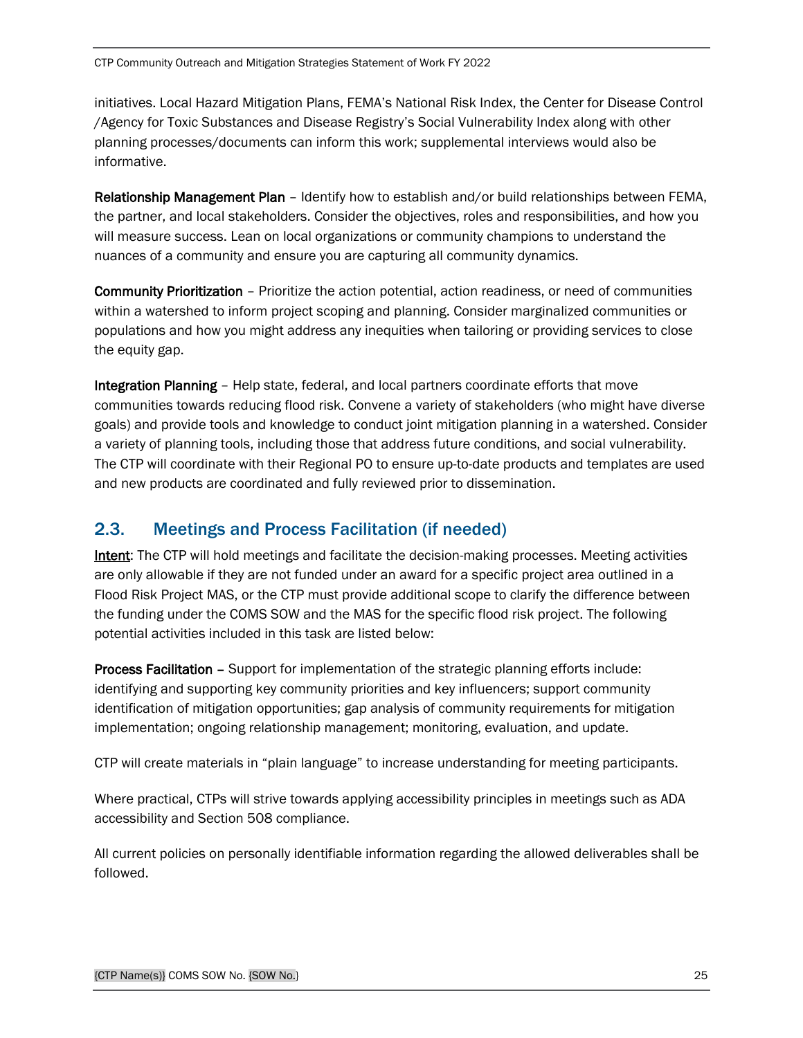initiatives. Local Hazard Mitigation Plans, FEMA's National Risk Index, the Center for Disease Control /Agency for Toxic Substances and Disease Registry's Social Vulnerability Index along with other planning processes/documents can inform this work; supplemental interviews would also be informative.

**Relationship Management Plan** – Identify how to establish and/or build relationships between FEMA, the partner, and local stakeholders. Consider the objectives, roles and responsibilities, and how you will measure success. Lean on local organizations or community champions to understand the nuances of a community and ensure you are capturing all community dynamics.

**Community Prioritization** – Prioritize the action potential, action readiness, or need of communities within a watershed to inform project scoping and planning. Consider marginalized communities or populations and how you might address any inequities when tailoring or providing services to close the equity gap.

**Integration Planning** – Help state, federal, and local partners coordinate efforts that move communities towards reducing flood risk. Convene a variety of stakeholders (who might have diverse goals) and provide tools and knowledge to conduct joint mitigation planning in a watershed. Consider a variety of planning tools, including those that address future conditions, and social vulnerability. The CTP will coordinate with their Regional PO to ensure up-to-date products and templates are used and new products are coordinated and fully reviewed prior to dissemination.

## 2.3. Meetings and Process Facilitation (if needed)

Intent: The CTP will hold meetings and facilitate the decision-making processes. Meeting activities are only allowable if they are not funded under an award for a specific project area outlined in a Flood Risk Project MAS, or the CTP must provide additional scope to clarify the difference between the funding under the COMS SOW and the MAS for the specific flood risk project. The following potential activities included in this task are listed below:

**Process Facilitation –** Support for implementation of the strategic planning efforts include: identifying and supporting key community priorities and key influencers; support community identification of mitigation opportunities; gap analysis of community requirements for mitigation implementation; ongoing relationship management; monitoring, evaluation, and update.

CTP will create materials in "plain language" to increase understanding for meeting participants.

Where practical, CTPs will strive towards applying accessibility principles in meetings such as ADA accessibility and Section 508 compliance.

All current policies on personally identifiable information regarding the allowed deliverables shall be followed.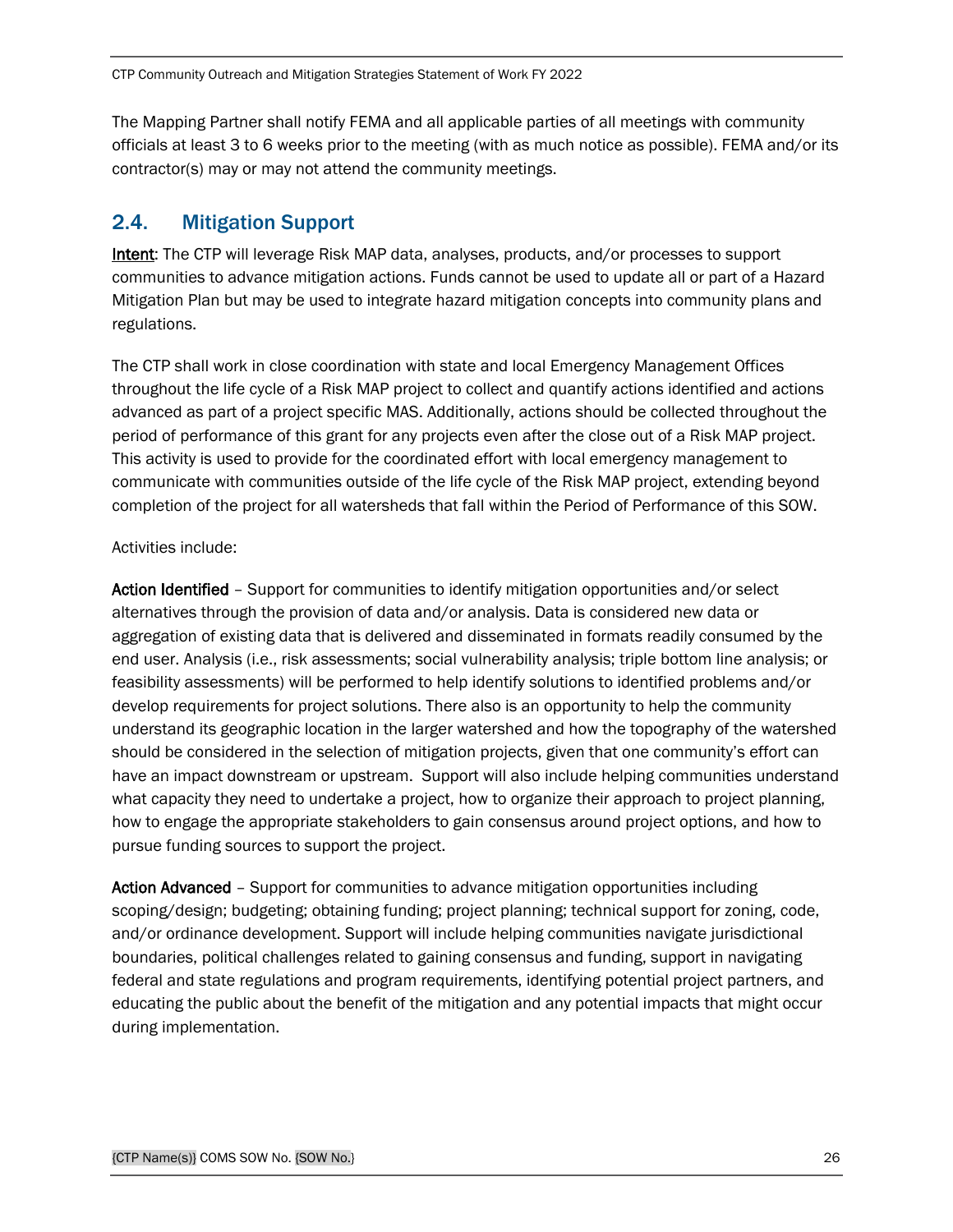The Mapping Partner shall notify FEMA and all applicable parties of all meetings with community officials at least 3 to 6 weeks prior to the meeting (with as much notice as possible). FEMA and/or its contractor(s) may or may not attend the community meetings.

## 2.4. Mitigation Support

Intent: The CTP will leverage Risk MAP data, analyses, products, and/or processes to support communities to advance mitigation actions. Funds cannot be used to update all or part of a Hazard Mitigation Plan but may be used to integrate hazard mitigation concepts into community plans and regulations.

The CTP shall work in close coordination with state and local Emergency Management Offices throughout the life cycle of a Risk MAP project to collect and quantify actions identified and actions advanced as part of a project specific MAS. Additionally, actions should be collected throughout the period of performance of this grant for any projects even after the close out of a Risk MAP project. This activity is used to provide for the coordinated effort with local emergency management to communicate with communities outside of the life cycle of the Risk MAP project, extending beyond completion of the project for all watersheds that fall within the Period of Performance of this SOW.

Activities include:

**Action Identified** – Support for communities to identify mitigation opportunities and/or select alternatives through the provision of data and/or analysis. Data is considered new data or aggregation of existing data that is delivered and disseminated in formats readily consumed by the end user. Analysis (i.e., risk assessments; social vulnerability analysis; triple bottom line analysis; or feasibility assessments) will be performed to help identify solutions to identified problems and/or develop requirements for project solutions. There also is an opportunity to help the community understand its geographic location in the larger watershed and how the topography of the watershed should be considered in the selection of mitigation projects, given that one community's effort can have an impact downstream or upstream. Support will also include helping communities understand what capacity they need to undertake a project, how to organize their approach to project planning, how to engage the appropriate stakeholders to gain consensus around project options, and how to pursue funding sources to support the project.

**Action Advanced** – Support for communities to advance mitigation opportunities including scoping/design; budgeting; obtaining funding; project planning; technical support for zoning, code, and/or ordinance development. Support will include helping communities navigate jurisdictional boundaries, political challenges related to gaining consensus and funding, support in navigating federal and state regulations and program requirements, identifying potential project partners, and educating the public about the benefit of the mitigation and any potential impacts that might occur during implementation.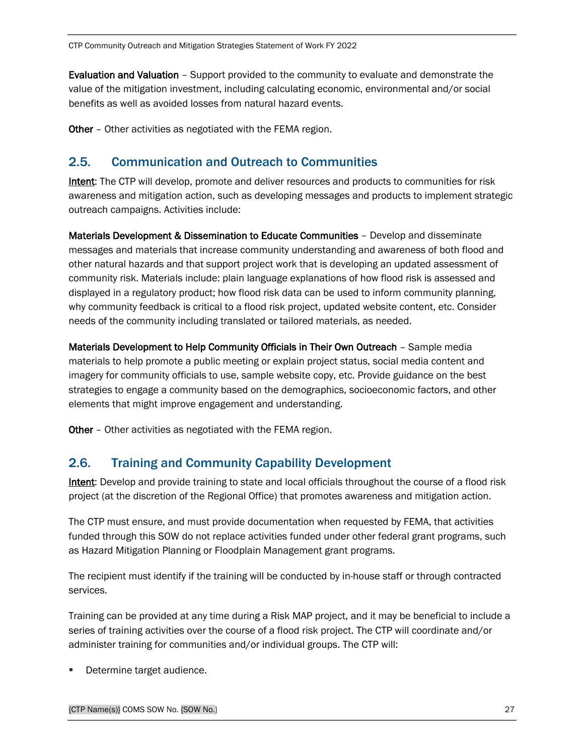**Evaluation and Valuation** – Support provided to the community to evaluate and demonstrate the value of the mitigation investment, including calculating economic, environmental and/or social benefits as well as avoided losses from natural hazard events.

**Other** – Other activities as negotiated with the FEMA region.

## 2.5. Communication and Outreach to Communities

Intent: The CTP will develop, promote and deliver resources and products to communities for risk awareness and mitigation action, such as developing messages and products to implement strategic outreach campaigns. Activities include:

**Materials Development & Dissemination to Educate Communities** – Develop and disseminate messages and materials that increase community understanding and awareness of both flood and other natural hazards and that support project work that is developing an updated assessment of community risk. Materials include: plain language explanations of how flood risk is assessed and displayed in a regulatory product; how flood risk data can be used to inform community planning, why community feedback is critical to a flood risk project, updated website content, etc. Consider needs of the community including translated or tailored materials, as needed.

**Materials Development to Help Community Officials in Their Own Outreach** – Sample media materials to help promote a public meeting or explain project status, social media content and imagery for community officials to use, sample website copy, etc. Provide guidance on the best strategies to engage a community based on the demographics, socioeconomic factors, and other elements that might improve engagement and understanding.

**Other** – Other activities as negotiated with the FEMA region.

## 2.6. Training and Community Capability Development

Intent: Develop and provide training to state and local officials throughout the course of a flood risk project (at the discretion of the Regional Office) that promotes awareness and mitigation action.

The CTP must ensure, and must provide documentation when requested by FEMA, that activities funded through this SOW do not replace activities funded under other federal grant programs, such as Hazard Mitigation Planning or Floodplain Management grant programs.

The recipient must identify if the training will be conducted by in-house staff or through contracted services.

Training can be provided at any time during a Risk MAP project, and it may be beneficial to include a series of training activities over the course of a flood risk project. The CTP will coordinate and/or administer training for communities and/or individual groups. The CTP will:

- Determine target audience.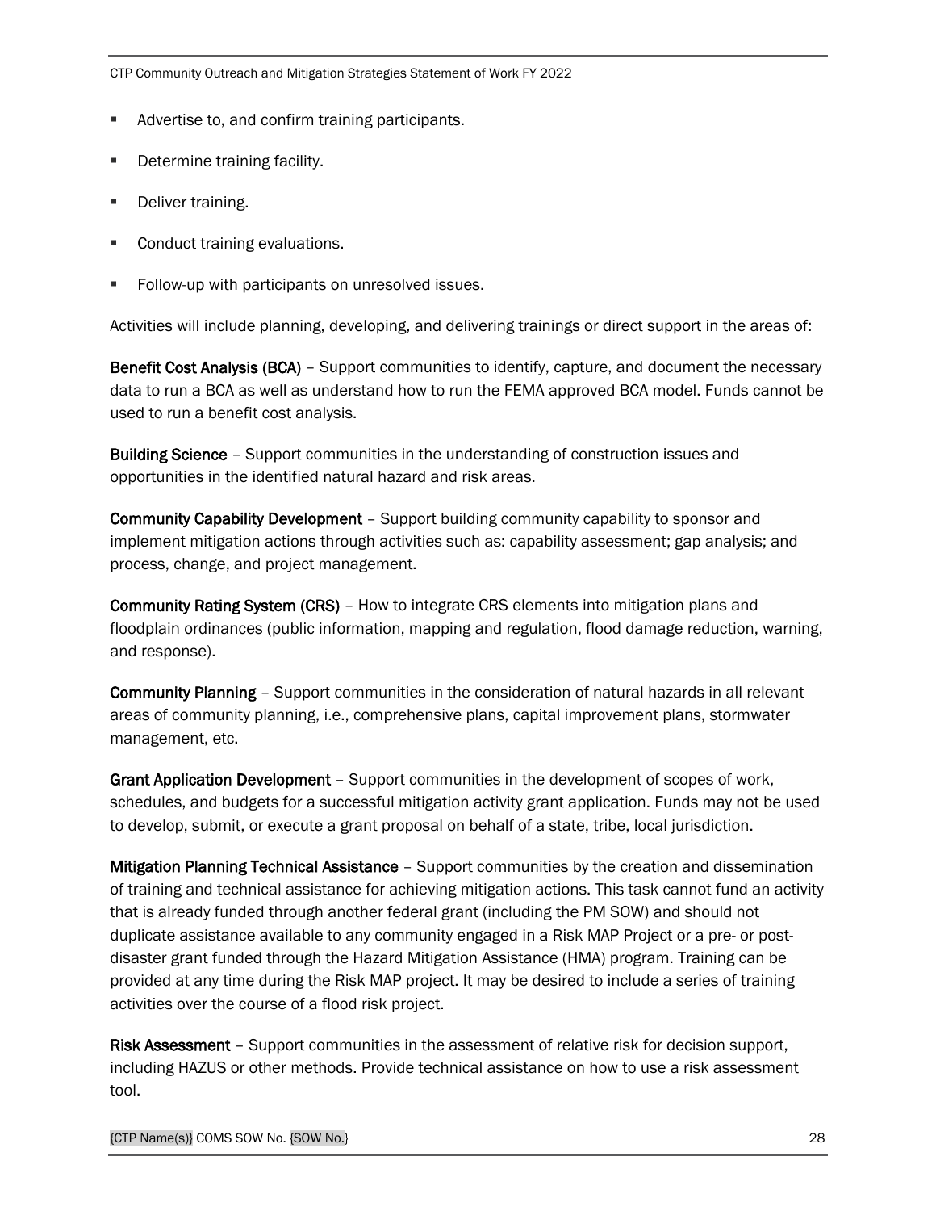- Advertise to, and confirm training participants.
- Determine training facility.
- Deliver training.
- Conduct training evaluations.
- Follow-up with participants on unresolved issues.

Activities will include planning, developing, and delivering trainings or direct support in the areas of:

**Benefit Cost Analysis (BCA)** – Support communities to identify, capture, and document the necessary data to run a BCA as well as understand how to run the FEMA approved BCA model. Funds cannot be used to run a benefit cost analysis.

**Building Science** – Support communities in the understanding of construction issues and opportunities in the identified natural hazard and risk areas.

**Community Capability Development** – Support building community capability to sponsor and implement mitigation actions through activities such as: capability assessment; gap analysis; and process, change, and project management.

**Community Rating System (CRS)** – How to integrate CRS elements into mitigation plans and floodplain ordinances (public information, mapping and regulation, flood damage reduction, warning, and response).

**Community Planning** – Support communities in the consideration of natural hazards in all relevant areas of community planning, i.e., comprehensive plans, capital improvement plans, stormwater management, etc.

**Grant Application Development** – Support communities in the development of scopes of work, schedules, and budgets for a successful mitigation activity grant application. Funds may not be used to develop, submit, or execute a grant proposal on behalf of a state, tribe, local jurisdiction.

**Mitigation Planning Technical Assistance** – Support communities by the creation and dissemination of training and technical assistance for achieving mitigation actions. This task cannot fund an activity that is already funded through another federal grant (including the PM SOW) and should not duplicate assistance available to any community engaged in a Risk MAP Project or a pre- or post-disaster grant funded through the Hazard Mitigation Assistance (HMA) program. Training can be provided at any time during the Risk MAP project. It may be desired to include a series of training activities over the course of a flood risk project.

**Risk Assessment** – Support communities in the assessment of relative risk for decision support, including HAZUS or other methods. Provide technical assistance on how to use a risk assessment tool.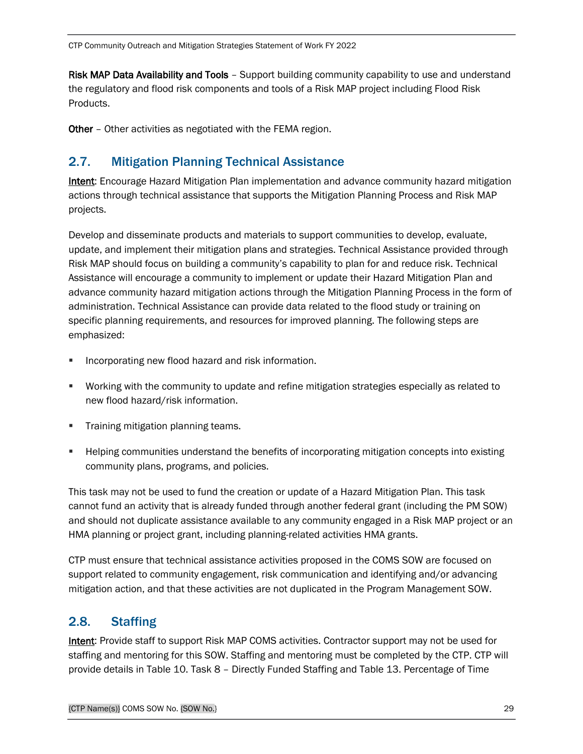**Risk MAP Data Availability and Tools** – Support building community capability to use and understand the regulatory and flood risk components and tools of a Risk MAP project including Flood Risk Products.

**Other** – Other activities as negotiated with the FEMA region.

## 2.7. Mitigation Planning Technical Assistance

Intent: Encourage Hazard Mitigation Plan implementation and advance community hazard mitigation actions through technical assistance that supports the Mitigation Planning Process and Risk MAP projects.

Develop and disseminate products and materials to support communities to develop, evaluate, update, and implement their mitigation plans and strategies. Technical Assistance provided through Risk MAP should focus on building a community's capability to plan for and reduce risk. Technical Assistance will encourage a community to implement or update their Hazard Mitigation Plan and advance community hazard mitigation actions through the Mitigation Planning Process in the form of administration. Technical Assistance can provide data related to the flood study or training on specific planning requirements, and resources for improved planning. The following steps are emphasized:

- Incorporating new flood hazard and risk information.
- Working with the community to update and refine mitigation strategies especially as related to new flood hazard/risk information.
- Training mitigation planning teams.
- Helping communities understand the benefits of incorporating mitigation concepts into existing community plans, programs, and policies.

This task may not be used to fund the creation or update of a Hazard Mitigation Plan. This task cannot fund an activity that is already funded through another federal grant (including the PM SOW) and should not duplicate assistance available to any community engaged in a Risk MAP project or an HMA planning or project grant, including planning-related activities HMA grants.

CTP must ensure that technical assistance activities proposed in the COMS SOW are focused on support related to community engagement, risk communication and identifying and/or advancing mitigation action, and that these activities are not duplicated in the Program Management SOW.

## 2.8. Staffing

Intent: Provide staff to support Risk MAP COMS activities. Contractor support may not be used for staffing and mentoring for this SOW. Staffing and mentoring must be completed by the CTP. CTP will provide details in Table 10. Task 8 – Directly Funded Staffing and Table 13. Percentage of Time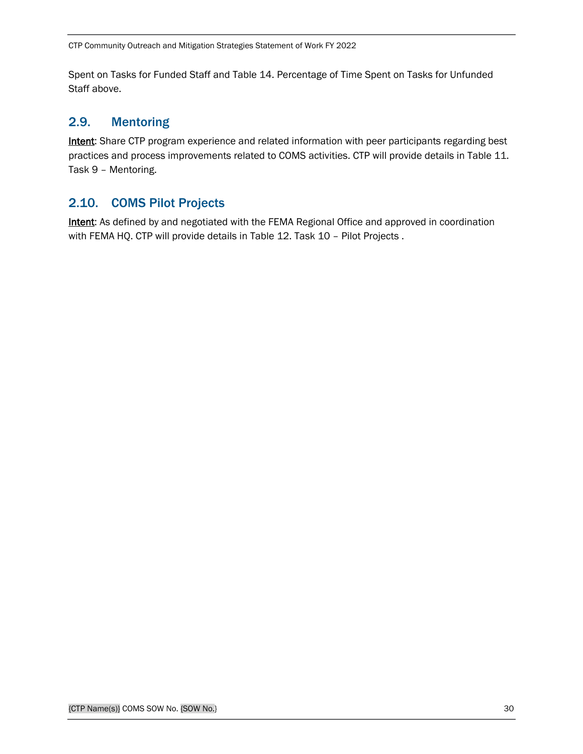Spent on Tasks for Funded Staff and Table 14. Percentage of Time Spent on Tasks for Unfunded Staff above.

## 2.9. Mentoring

Intent: Share CTP program experience and related information with peer participants regarding best practices and process improvements related to COMS activities. CTP will provide details in Table 11. Task 9 – Mentoring.

## 2.10. COMS Pilot Projects

Intent: As defined by and negotiated with the FEMA Regional Office and approved in coordination with FEMA HQ. CTP will provide details in Table 12. Task 10 – Pilot Projects .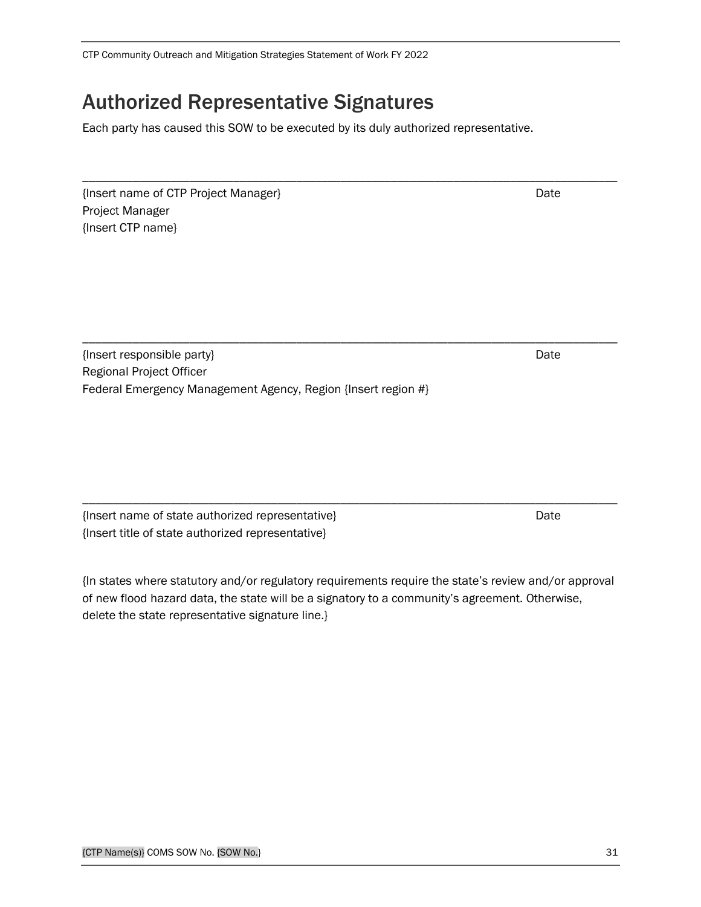## Authorized Representative Signatures

Each party has caused this SOW to be executed by its duly authorized representative.

______________________________________________________________________________

{Insert name of CTP Project Manager} Date
Project Manager
{Insert CTP name}

______________________________________________________________________________

{Insert responsible party} Date
Regional Project Officer
Federal Emergency Management Agency, Region {Insert region #}

______________________________________________________________________________

{Insert name of state authorized representative} Date
{Insert title of state authorized representative}

{In states where statutory and/or regulatory requirements require the state's review and/or approval of new flood hazard data, the state will be a signatory to a community's agreement. Otherwise, delete the state representative signature line.}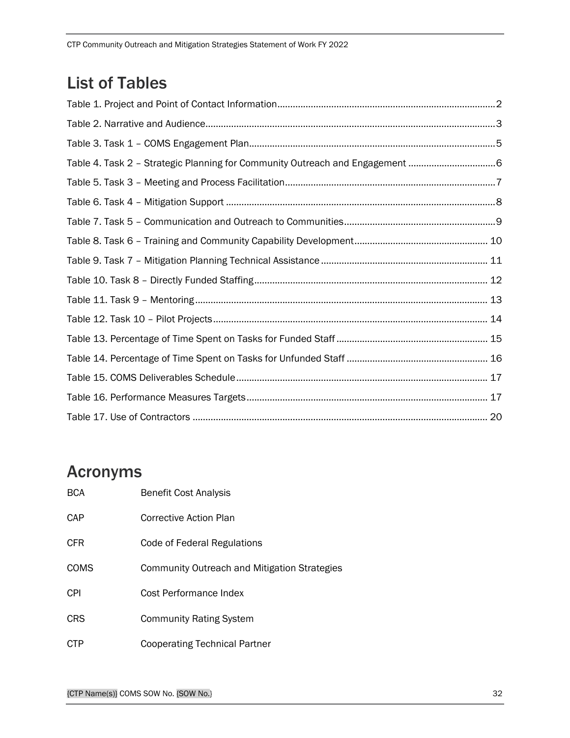# List of Tables

Table 1. Project and Point of Contact Information....................................................................................2

Table 2. Narrative and Audience................................................................................................................3

Table 3. Task 1 – COMS Engagement Plan..............................................................................................5

Table 4. Task 2 – Strategic Planning for Community Outreach and Engagement .................................6

Table 5. Task 3 – Meeting and Process Facilitation.................................................................................7

Table 6. Task 4 – Mitigation Support ........................................................................................................8

Table 7. Task 5 – Communication and Outreach to Communities..........................................................9

Table 8. Task 6 – Training and Community Capability Development................................................... 10

Table 9. Task 7 – Mitigation Planning Technical Assistance ................................................................ 11

Table 10. Task 8 – Directly Funded Staffing.......................................................................................... 12

Table 11. Task 9 – Mentoring................................................................................................................. 13

Table 12. Task 10 – Pilot Projects.......................................................................................................... 14

Table 13. Percentage of Time Spent on Tasks for Funded Staff .......................................................... 15

Table 14. Percentage of Time Spent on Tasks for Unfunded Staff ...................................................... 16

Table 15. COMS Deliverables Schedule................................................................................................. 17

Table 16. Performance Measures Targets............................................................................................. 17

Table 17. Use of Contractors .................................................................................................................. 20

# Acronyms

| | |
|---|---|
| BCA | Benefit Cost Analysis |
| CAP | Corrective Action Plan |
| CFR | Code of Federal Regulations |
| COMS | Community Outreach and Mitigation Strategies |
| CPI | Cost Performance Index |
| CRS | Community Rating System |
| CTP | Cooperating Technical Partner |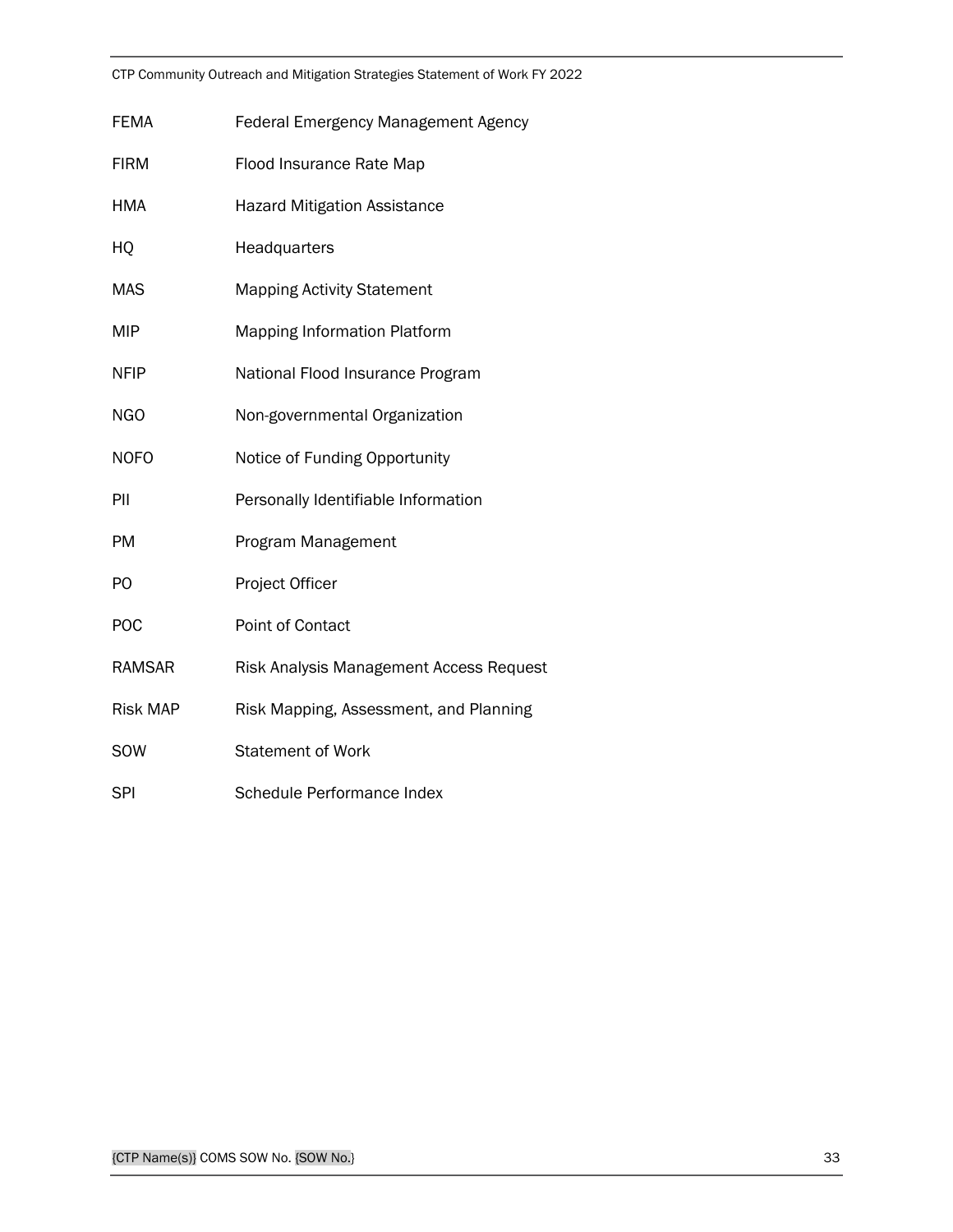| | |
|---|---|
| FEMA | Federal Emergency Management Agency |
| FIRM | Flood Insurance Rate Map |
| HMA | Hazard Mitigation Assistance |
| HQ | Headquarters |
| MAS | Mapping Activity Statement |
| MIP | Mapping Information Platform |
| NFIP | National Flood Insurance Program |
| NGO | Non-governmental Organization |
| NOFO | Notice of Funding Opportunity |
| PII | Personally Identifiable Information |
| PM | Program Management |
| PO | Project Officer |
| POC | Point of Contact |
| RAMSAR | Risk Analysis Management Access Request |
| Risk MAP | Risk Mapping, Assessment, and Planning |
| SOW | Statement of Work |
| SPI | Schedule Performance Index |